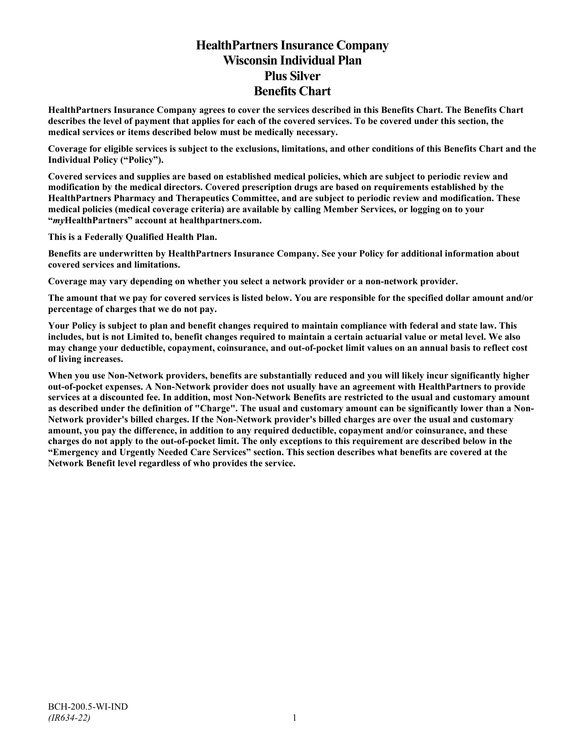# HealthPartners Insurance Company
# Wisconsin Individual Plan
# Plus Silver
# Benefits Chart

**HealthPartners Insurance Company agrees to cover the services described in this Benefits Chart. The Benefits Chart describes the level of payment that applies for each of the covered services. To be covered under this section, the medical services or items described below must be medically necessary.**

**Coverage for eligible services is subject to the exclusions, limitations, and other conditions of this Benefits Chart and the Individual Policy ("Policy").**

**Covered services and supplies are based on established medical policies, which are subject to periodic review and modification by the medical directors. Covered prescription drugs are based on requirements established by the HealthPartners Pharmacy and Therapeutics Committee, and are subject to periodic review and modification. These medical policies (medical coverage criteria) are available by calling Member Services, or logging on to your "*my*HealthPartners" account at healthpartners.com.**

**This is a Federally Qualified Health Plan.**

**Benefits are underwritten by HealthPartners Insurance Company. See your Policy for additional information about covered services and limitations.**

**Coverage may vary depending on whether you select a network provider or a non-network provider.**

**The amount that we pay for covered services is listed below. You are responsible for the specified dollar amount and/or percentage of charges that we do not pay.**

**Your Policy is subject to plan and benefit changes required to maintain compliance with federal and state law. This includes, but is not Limited to, benefit changes required to maintain a certain actuarial value or metal level. We also may change your deductible, copayment, coinsurance, and out-of-pocket limit values on an annual basis to reflect cost of living increases.**

**When you use Non-Network providers, benefits are substantially reduced and you will likely incur significantly higher out-of-pocket expenses. A Non-Network provider does not usually have an agreement with HealthPartners to provide services at a discounted fee. In addition, most Non-Network Benefits are restricted to the usual and customary amount as described under the definition of "Charge". The usual and customary amount can be significantly lower than a Non-Network provider's billed charges. If the Non-Network provider's billed charges are over the usual and customary amount, you pay the difference, in addition to any required deductible, copayment and/or coinsurance, and these charges do not apply to the out-of-pocket limit. The only exceptions to this requirement are described below in the "Emergency and Urgently Needed Care Services" section. This section describes what benefits are covered at the Network Benefit level regardless of who provides the service.**

BCH-200.5-WI-IND
*(IR634-22)*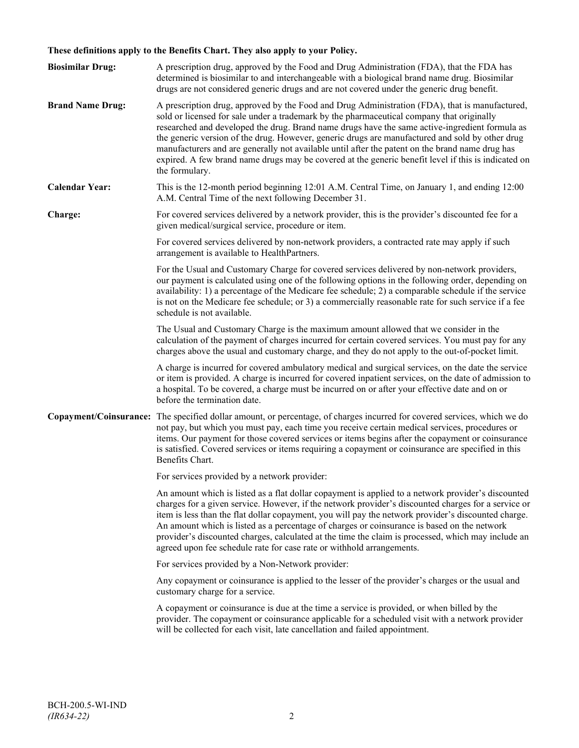**These definitions apply to the Benefits Chart. They also apply to your Policy.**

**Biosimilar Drug:** A prescription drug, approved by the Food and Drug Administration (FDA), that the FDA has determined is biosimilar to and interchangeable with a biological brand name drug. Biosimilar drugs are not considered generic drugs and are not covered under the generic drug benefit.

**Brand Name Drug:** A prescription drug, approved by the Food and Drug Administration (FDA), that is manufactured, sold or licensed for sale under a trademark by the pharmaceutical company that originally researched and developed the drug. Brand name drugs have the same active-ingredient formula as the generic version of the drug. However, generic drugs are manufactured and sold by other drug manufacturers and are generally not available until after the patent on the brand name drug has expired. A few brand name drugs may be covered at the generic benefit level if this is indicated on the formulary.

**Calendar Year:** This is the 12-month period beginning 12:01 A.M. Central Time, on January 1, and ending 12:00 A.M. Central Time of the next following December 31.

**Charge:** For covered services delivered by a network provider, this is the provider's discounted fee for a given medical/surgical service, procedure or item.

For covered services delivered by non-network providers, a contracted rate may apply if such arrangement is available to HealthPartners.

For the Usual and Customary Charge for covered services delivered by non-network providers, our payment is calculated using one of the following options in the following order, depending on availability: 1) a percentage of the Medicare fee schedule; 2) a comparable schedule if the service is not on the Medicare fee schedule; or 3) a commercially reasonable rate for such service if a fee schedule is not available.

The Usual and Customary Charge is the maximum amount allowed that we consider in the calculation of the payment of charges incurred for certain covered services. You must pay for any charges above the usual and customary charge, and they do not apply to the out-of-pocket limit.

A charge is incurred for covered ambulatory medical and surgical services, on the date the service or item is provided. A charge is incurred for covered inpatient services, on the date of admission to a hospital. To be covered, a charge must be incurred on or after your effective date and on or before the termination date.

**Copayment/Coinsurance:** The specified dollar amount, or percentage, of charges incurred for covered services, which we do not pay, but which you must pay, each time you receive certain medical services, procedures or items. Our payment for those covered services or items begins after the copayment or coinsurance is satisfied. Covered services or items requiring a copayment or coinsurance are specified in this Benefits Chart.

For services provided by a network provider:

An amount which is listed as a flat dollar copayment is applied to a network provider's discounted charges for a given service. However, if the network provider's discounted charges for a service or item is less than the flat dollar copayment, you will pay the network provider's discounted charge. An amount which is listed as a percentage of charges or coinsurance is based on the network provider's discounted charges, calculated at the time the claim is processed, which may include an agreed upon fee schedule rate for case rate or withhold arrangements.

For services provided by a Non-Network provider:

Any copayment or coinsurance is applied to the lesser of the provider's charges or the usual and customary charge for a service.

A copayment or coinsurance is due at the time a service is provided, or when billed by the provider. The copayment or coinsurance applicable for a scheduled visit with a network provider will be collected for each visit, late cancellation and failed appointment.

BCH-200.5-WI-IND
*(IR634-22)*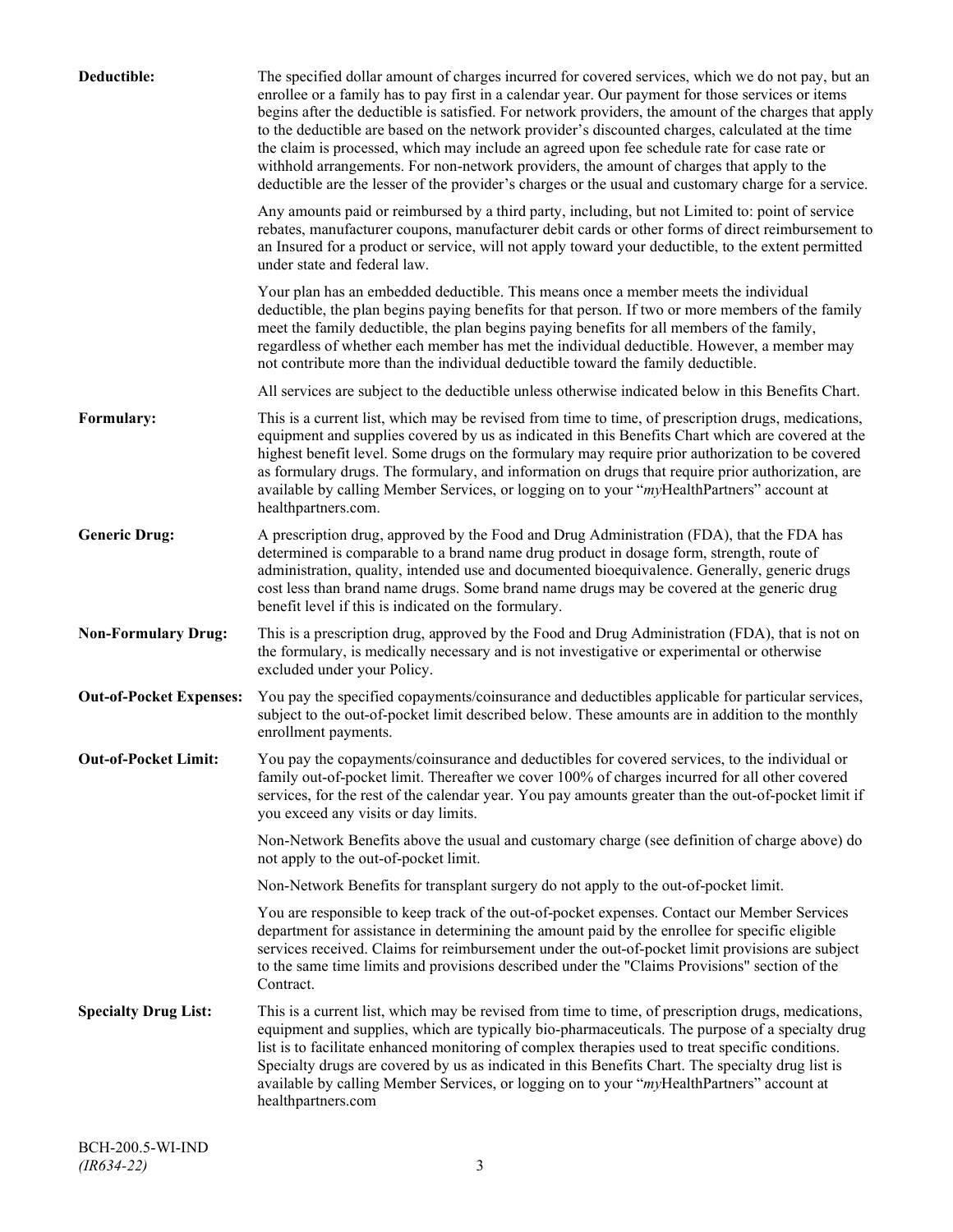**Deductible:** The specified dollar amount of charges incurred for covered services, which we do not pay, but an enrollee or a family has to pay first in a calendar year. Our payment for those services or items begins after the deductible is satisfied. For network providers, the amount of the charges that apply to the deductible are based on the network provider's discounted charges, calculated at the time the claim is processed, which may include an agreed upon fee schedule rate for case rate or withhold arrangements. For non-network providers, the amount of charges that apply to the deductible are the lesser of the provider's charges or the usual and customary charge for a service.

Any amounts paid or reimbursed by a third party, including, but not Limited to: point of service rebates, manufacturer coupons, manufacturer debit cards or other forms of direct reimbursement to an Insured for a product or service, will not apply toward your deductible, to the extent permitted under state and federal law.

Your plan has an embedded deductible. This means once a member meets the individual deductible, the plan begins paying benefits for that person. If two or more members of the family meet the family deductible, the plan begins paying benefits for all members of the family, regardless of whether each member has met the individual deductible. However, a member may not contribute more than the individual deductible toward the family deductible.

All services are subject to the deductible unless otherwise indicated below in this Benefits Chart.

**Formulary:** This is a current list, which may be revised from time to time, of prescription drugs, medications, equipment and supplies covered by us as indicated in this Benefits Chart which are covered at the highest benefit level. Some drugs on the formulary may require prior authorization to be covered as formulary drugs. The formulary, and information on drugs that require prior authorization, are available by calling Member Services, or logging on to your "*my*HealthPartners" account at healthpartners.com.

**Generic Drug:** A prescription drug, approved by the Food and Drug Administration (FDA), that the FDA has determined is comparable to a brand name drug product in dosage form, strength, route of administration, quality, intended use and documented bioequivalence. Generally, generic drugs cost less than brand name drugs. Some brand name drugs may be covered at the generic drug benefit level if this is indicated on the formulary.

**Non-Formulary Drug:** This is a prescription drug, approved by the Food and Drug Administration (FDA), that is not on the formulary, is medically necessary and is not investigative or experimental or otherwise excluded under your Policy.

**Out-of-Pocket Expenses:** You pay the specified copayments/coinsurance and deductibles applicable for particular services, subject to the out-of-pocket limit described below. These amounts are in addition to the monthly enrollment payments.

**Out-of-Pocket Limit:** You pay the copayments/coinsurance and deductibles for covered services, to the individual or family out-of-pocket limit. Thereafter we cover 100% of charges incurred for all other covered services, for the rest of the calendar year. You pay amounts greater than the out-of-pocket limit if you exceed any visits or day limits.

Non-Network Benefits above the usual and customary charge (see definition of charge above) do not apply to the out-of-pocket limit.

Non-Network Benefits for transplant surgery do not apply to the out-of-pocket limit.

You are responsible to keep track of the out-of-pocket expenses. Contact our Member Services department for assistance in determining the amount paid by the enrollee for specific eligible services received. Claims for reimbursement under the out-of-pocket limit provisions are subject to the same time limits and provisions described under the "Claims Provisions" section of the Contract.

**Specialty Drug List:** This is a current list, which may be revised from time to time, of prescription drugs, medications, equipment and supplies, which are typically bio-pharmaceuticals. The purpose of a specialty drug list is to facilitate enhanced monitoring of complex therapies used to treat specific conditions. Specialty drugs are covered by us as indicated in this Benefits Chart. The specialty drug list is available by calling Member Services, or logging on to your "*my*HealthPartners" account at healthpartners.com

BCH-200.5-WI-IND
*(IR634-22)*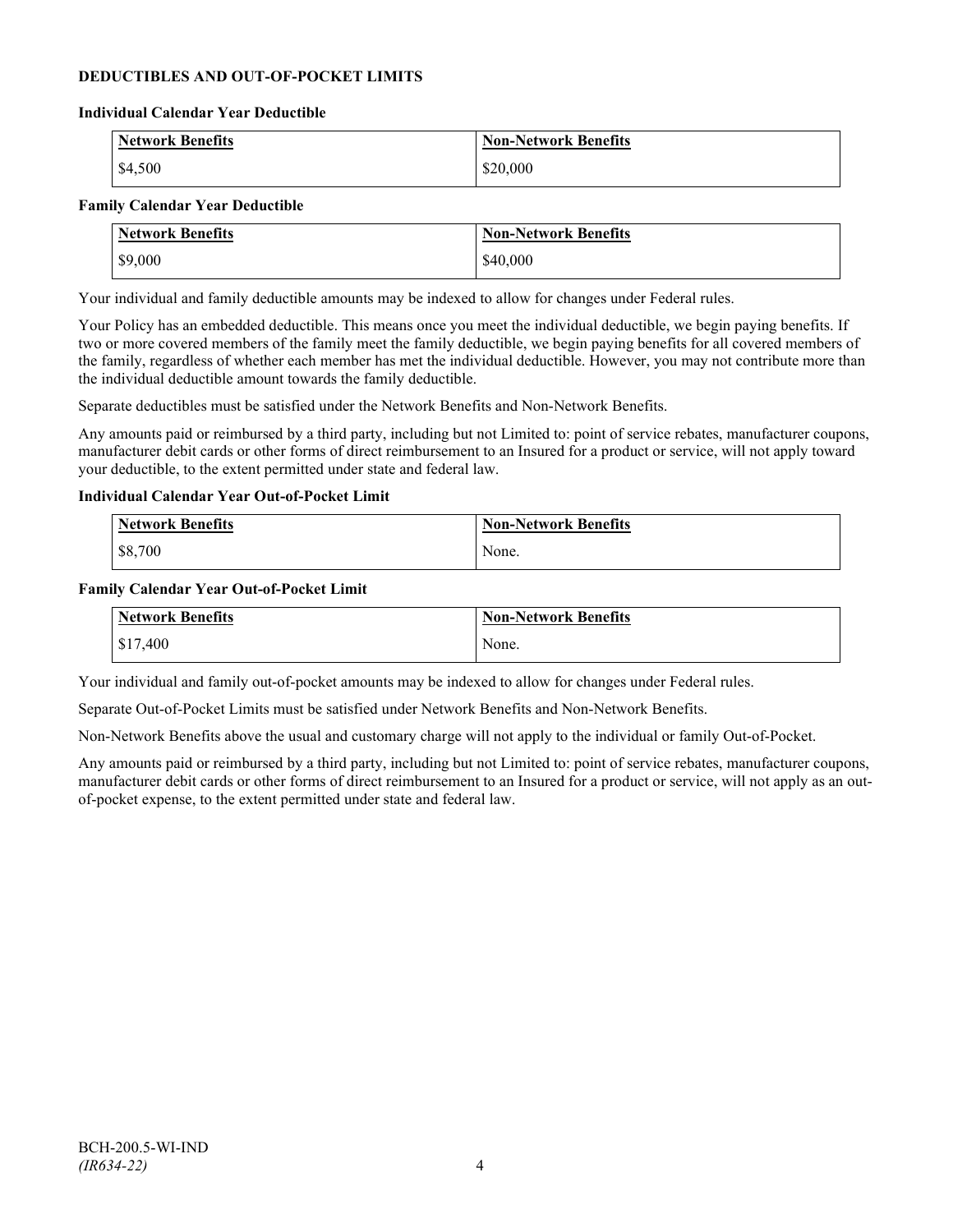## DEDUCTIBLES AND OUT-OF-POCKET LIMITS

### Individual Calendar Year Deductible

| Network Benefits | Non-Network Benefits |
|---|---|
| $4,500 | $20,000 |

### Family Calendar Year Deductible

| Network Benefits | Non-Network Benefits |
|---|---|
| $9,000 | $40,000 |

Your individual and family deductible amounts may be indexed to allow for changes under Federal rules.

Your Policy has an embedded deductible. This means once you meet the individual deductible, we begin paying benefits. If two or more covered members of the family meet the family deductible, we begin paying benefits for all covered members of the family, regardless of whether each member has met the individual deductible. However, you may not contribute more than the individual deductible amount towards the family deductible.

Separate deductibles must be satisfied under the Network Benefits and Non-Network Benefits.

Any amounts paid or reimbursed by a third party, including but not Limited to: point of service rebates, manufacturer coupons, manufacturer debit cards or other forms of direct reimbursement to an Insured for a product or service, will not apply toward your deductible, to the extent permitted under state and federal law.

### Individual Calendar Year Out-of-Pocket Limit

| Network Benefits | Non-Network Benefits |
|---|---|
| $8,700 | None. |

### Family Calendar Year Out-of-Pocket Limit

| Network Benefits | Non-Network Benefits |
|---|---|
| $17,400 | None. |

Your individual and family out-of-pocket amounts may be indexed to allow for changes under Federal rules.

Separate Out-of-Pocket Limits must be satisfied under Network Benefits and Non-Network Benefits.

Non-Network Benefits above the usual and customary charge will not apply to the individual or family Out-of-Pocket.

Any amounts paid or reimbursed by a third party, including but not Limited to: point of service rebates, manufacturer coupons, manufacturer debit cards or other forms of direct reimbursement to an Insured for a product or service, will not apply as an out-of-pocket expense, to the extent permitted under state and federal law.

BCH-200.5-WI-IND
*(IR634-22)*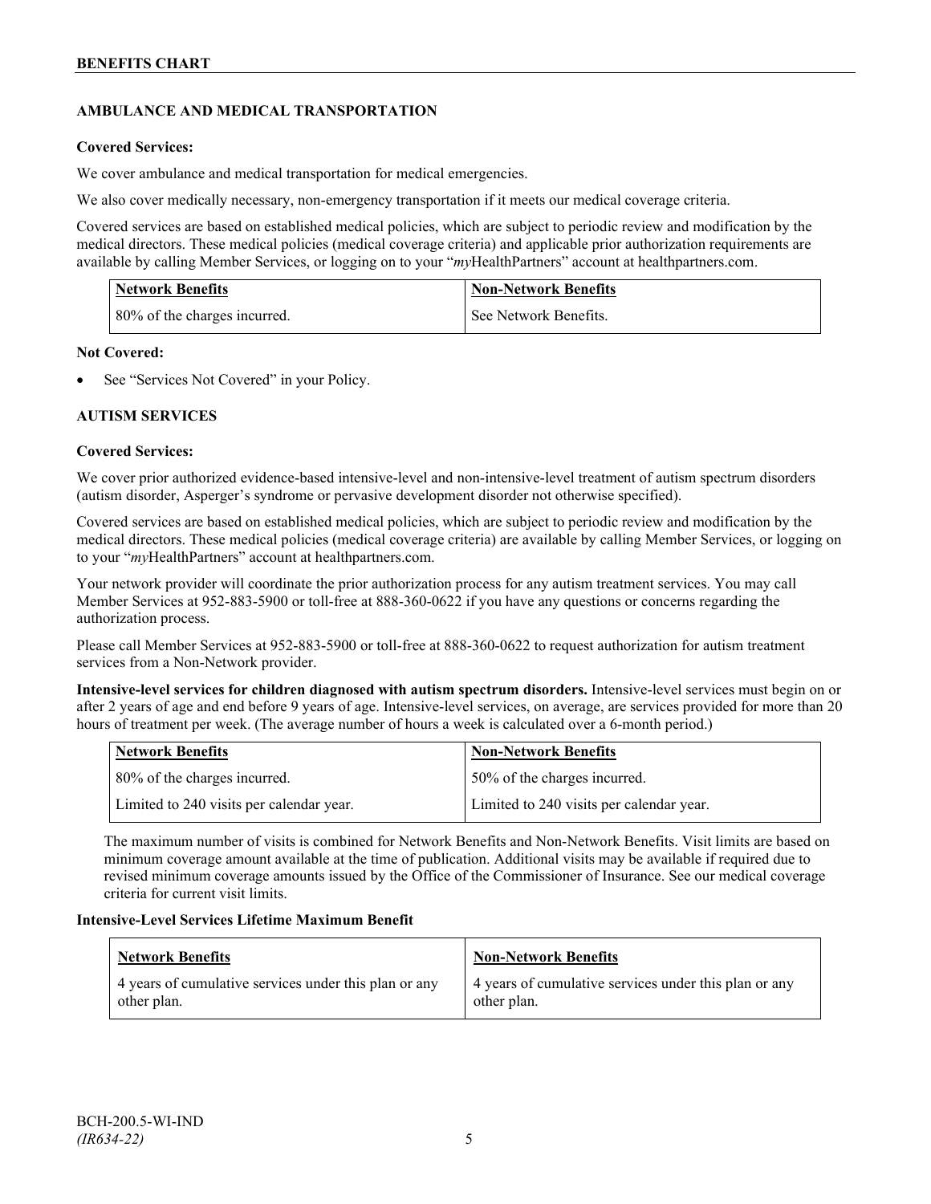### AMBULANCE AND MEDICAL TRANSPORTATION

**Covered Services:**

We cover ambulance and medical transportation for medical emergencies.

We also cover medically necessary, non-emergency transportation if it meets our medical coverage criteria.

Covered services are based on established medical policies, which are subject to periodic review and modification by the medical directors. These medical policies (medical coverage criteria) and applicable prior authorization requirements are available by calling Member Services, or logging on to your "*my*HealthPartners" account at healthpartners.com.

| Network Benefits | Non-Network Benefits |
|---|---|
| 80% of the charges incurred. | See Network Benefits. |

**Not Covered:**

- See "Services Not Covered" in your Policy.

### AUTISM SERVICES

**Covered Services:**

We cover prior authorized evidence-based intensive-level and non-intensive-level treatment of autism spectrum disorders (autism disorder, Asperger's syndrome or pervasive development disorder not otherwise specified).

Covered services are based on established medical policies, which are subject to periodic review and modification by the medical directors. These medical policies (medical coverage criteria) are available by calling Member Services, or logging on to your "*my*HealthPartners" account at healthpartners.com.

Your network provider will coordinate the prior authorization process for any autism treatment services. You may call Member Services at 952-883-5900 or toll-free at 888-360-0622 if you have any questions or concerns regarding the authorization process.

Please call Member Services at 952-883-5900 or toll-free at 888-360-0622 to request authorization for autism treatment services from a Non-Network provider.

**Intensive-level services for children diagnosed with autism spectrum disorders.** Intensive-level services must begin on or after 2 years of age and end before 9 years of age. Intensive-level services, on average, are services provided for more than 20 hours of treatment per week. (The average number of hours a week is calculated over a 6-month period.)

| Network Benefits | Non-Network Benefits |
|---|---|
| 80% of the charges incurred. | 50% of the charges incurred. |
| Limited to 240 visits per calendar year. | Limited to 240 visits per calendar year. |

The maximum number of visits is combined for Network Benefits and Non-Network Benefits. Visit limits are based on minimum coverage amount available at the time of publication. Additional visits may be available if required due to revised minimum coverage amounts issued by the Office of the Commissioner of Insurance. See our medical coverage criteria for current visit limits.

**Intensive-Level Services Lifetime Maximum Benefit**

| Network Benefits | Non-Network Benefits |
|---|---|
| 4 years of cumulative services under this plan or any other plan. | 4 years of cumulative services under this plan or any other plan. |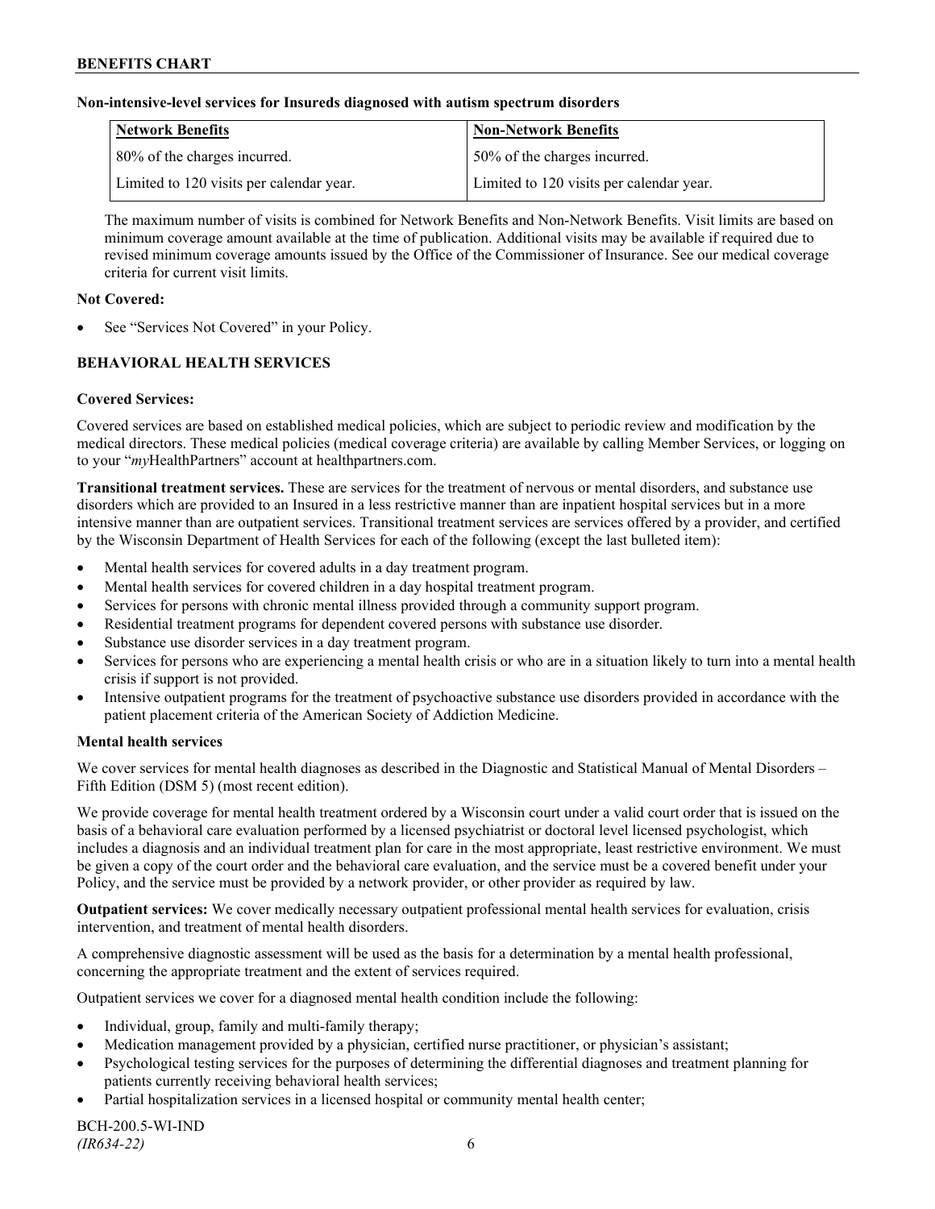**Non-intensive-level services for Insureds diagnosed with autism spectrum disorders**

| Network Benefits | Non-Network Benefits |
| --- | --- |
| 80% of the charges incurred. | 50% of the charges incurred. |
| Limited to 120 visits per calendar year. | Limited to 120 visits per calendar year. |

The maximum number of visits is combined for Network Benefits and Non-Network Benefits. Visit limits are based on minimum coverage amount available at the time of publication. Additional visits may be available if required due to revised minimum coverage amounts issued by the Office of the Commissioner of Insurance. See our medical coverage criteria for current visit limits.

**Not Covered:**

- See "Services Not Covered" in your Policy.

## BEHAVIORAL HEALTH SERVICES

**Covered Services:**

Covered services are based on established medical policies, which are subject to periodic review and modification by the medical directors. These medical policies (medical coverage criteria) are available by calling Member Services, or logging on to your "*my*HealthPartners" account at healthpartners.com.

**Transitional treatment services.** These are services for the treatment of nervous or mental disorders, and substance use disorders which are provided to an Insured in a less restrictive manner than are inpatient hospital services but in a more intensive manner than are outpatient services. Transitional treatment services are services offered by a provider, and certified by the Wisconsin Department of Health Services for each of the following (except the last bulleted item):

- Mental health services for covered adults in a day treatment program.
- Mental health services for covered children in a day hospital treatment program.
- Services for persons with chronic mental illness provided through a community support program.
- Residential treatment programs for dependent covered persons with substance use disorder.
- Substance use disorder services in a day treatment program.
- Services for persons who are experiencing a mental health crisis or who are in a situation likely to turn into a mental health crisis if support is not provided.
- Intensive outpatient programs for the treatment of psychoactive substance use disorders provided in accordance with the patient placement criteria of the American Society of Addiction Medicine.

**Mental health services**

We cover services for mental health diagnoses as described in the Diagnostic and Statistical Manual of Mental Disorders – Fifth Edition (DSM 5) (most recent edition).

We provide coverage for mental health treatment ordered by a Wisconsin court under a valid court order that is issued on the basis of a behavioral care evaluation performed by a licensed psychiatrist or doctoral level licensed psychologist, which includes a diagnosis and an individual treatment plan for care in the most appropriate, least restrictive environment. We must be given a copy of the court order and the behavioral care evaluation, and the service must be a covered benefit under your Policy, and the service must be provided by a network provider, or other provider as required by law.

**Outpatient services:** We cover medically necessary outpatient professional mental health services for evaluation, crisis intervention, and treatment of mental health disorders.

A comprehensive diagnostic assessment will be used as the basis for a determination by a mental health professional, concerning the appropriate treatment and the extent of services required.

Outpatient services we cover for a diagnosed mental health condition include the following:

- Individual, group, family and multi-family therapy;
- Medication management provided by a physician, certified nurse practitioner, or physician's assistant;
- Psychological testing services for the purposes of determining the differential diagnoses and treatment planning for patients currently receiving behavioral health services;
- Partial hospitalization services in a licensed hospital or community mental health center;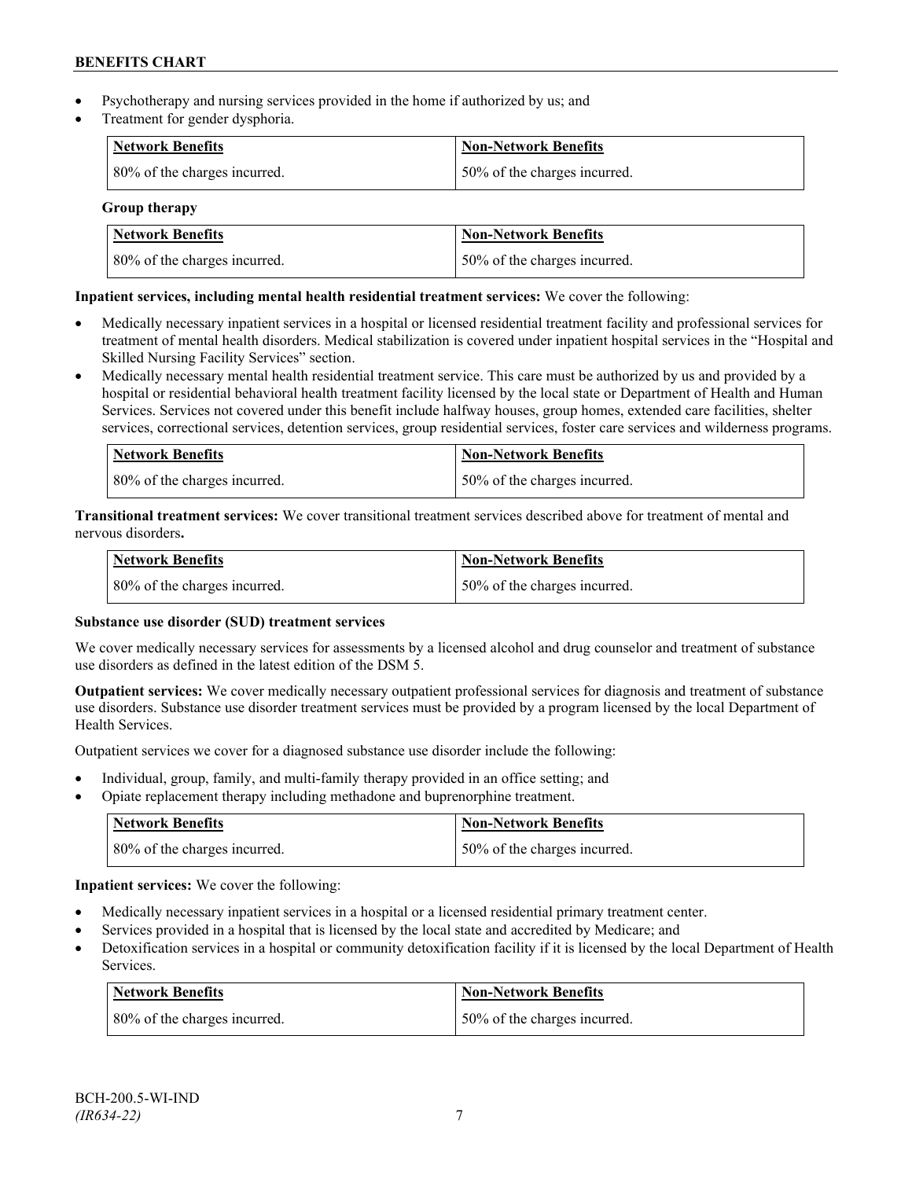- Psychotherapy and nursing services provided in the home if authorized by us; and
- Treatment for gender dysphoria.

| Network Benefits | Non-Network Benefits |
| --- | --- |
| 80% of the charges incurred. | 50% of the charges incurred. |

**Group therapy**

| Network Benefits | Non-Network Benefits |
| --- | --- |
| 80% of the charges incurred. | 50% of the charges incurred. |

**Inpatient services, including mental health residential treatment services:** We cover the following:

- Medically necessary inpatient services in a hospital or licensed residential treatment facility and professional services for treatment of mental health disorders. Medical stabilization is covered under inpatient hospital services in the "Hospital and Skilled Nursing Facility Services" section.
- Medically necessary mental health residential treatment service. This care must be authorized by us and provided by a hospital or residential behavioral health treatment facility licensed by the local state or Department of Health and Human Services. Services not covered under this benefit include halfway houses, group homes, extended care facilities, shelter services, correctional services, detention services, group residential services, foster care services and wilderness programs.

| Network Benefits | Non-Network Benefits |
| --- | --- |
| 80% of the charges incurred. | 50% of the charges incurred. |

**Transitional treatment services:** We cover transitional treatment services described above for treatment of mental and nervous disorders**.**

| Network Benefits | Non-Network Benefits |
| --- | --- |
| 80% of the charges incurred. | 50% of the charges incurred. |

**Substance use disorder (SUD) treatment services**

We cover medically necessary services for assessments by a licensed alcohol and drug counselor and treatment of substance use disorders as defined in the latest edition of the DSM 5.

**Outpatient services:** We cover medically necessary outpatient professional services for diagnosis and treatment of substance use disorders. Substance use disorder treatment services must be provided by a program licensed by the local Department of Health Services.

Outpatient services we cover for a diagnosed substance use disorder include the following:

- Individual, group, family, and multi-family therapy provided in an office setting; and
- Opiate replacement therapy including methadone and buprenorphine treatment.

| Network Benefits | Non-Network Benefits |
| --- | --- |
| 80% of the charges incurred. | 50% of the charges incurred. |

**Inpatient services:** We cover the following:

- Medically necessary inpatient services in a hospital or a licensed residential primary treatment center.
- Services provided in a hospital that is licensed by the local state and accredited by Medicare; and
- Detoxification services in a hospital or community detoxification facility if it is licensed by the local Department of Health Services.

| Network Benefits | Non-Network Benefits |
| --- | --- |
| 80% of the charges incurred. | 50% of the charges incurred. |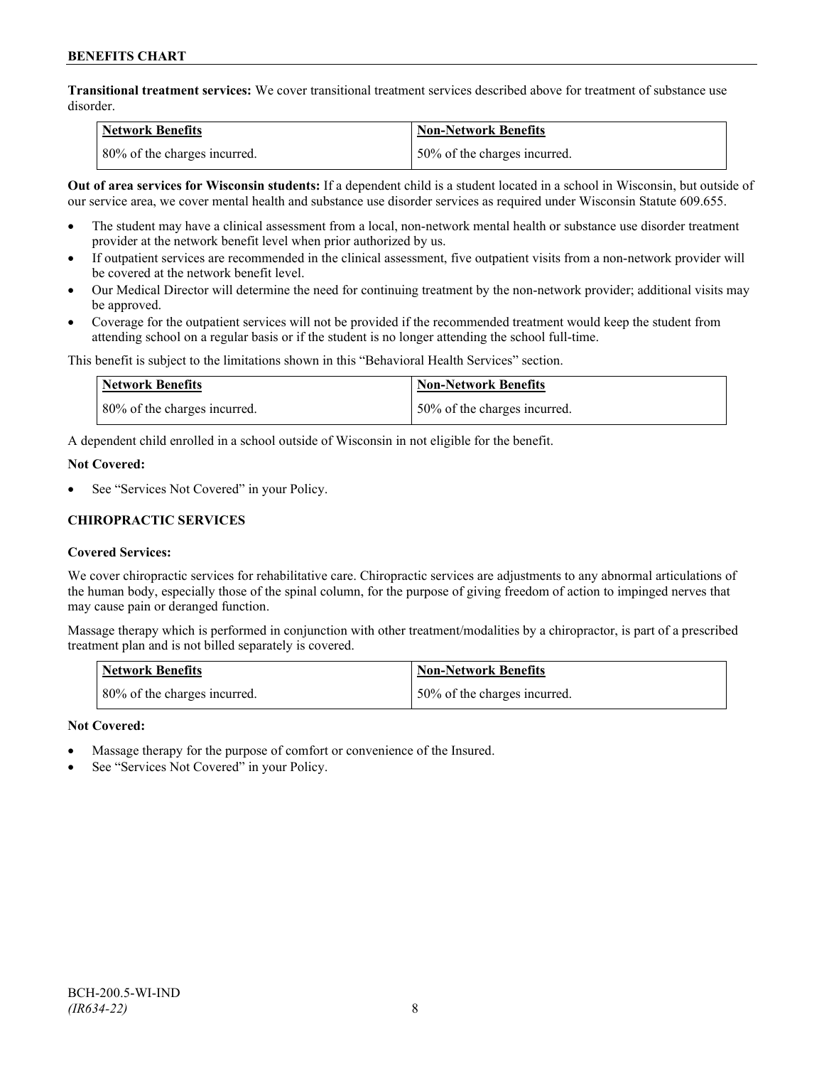**Transitional treatment services:** We cover transitional treatment services described above for treatment of substance use disorder.

| Network Benefits | Non-Network Benefits |
| --- | --- |
| 80% of the charges incurred. | 50% of the charges incurred. |

**Out of area services for Wisconsin students:** If a dependent child is a student located in a school in Wisconsin, but outside of our service area, we cover mental health and substance use disorder services as required under Wisconsin Statute 609.655.

- The student may have a clinical assessment from a local, non-network mental health or substance use disorder treatment provider at the network benefit level when prior authorized by us.
- If outpatient services are recommended in the clinical assessment, five outpatient visits from a non-network provider will be covered at the network benefit level.
- Our Medical Director will determine the need for continuing treatment by the non-network provider; additional visits may be approved.
- Coverage for the outpatient services will not be provided if the recommended treatment would keep the student from attending school on a regular basis or if the student is no longer attending the school full-time.

This benefit is subject to the limitations shown in this "Behavioral Health Services" section.

| Network Benefits | Non-Network Benefits |
| --- | --- |
| 80% of the charges incurred. | 50% of the charges incurred. |

A dependent child enrolled in a school outside of Wisconsin in not eligible for the benefit.

**Not Covered:**

- See "Services Not Covered" in your Policy.

### CHIROPRACTIC SERVICES

**Covered Services:**

We cover chiropractic services for rehabilitative care. Chiropractic services are adjustments to any abnormal articulations of the human body, especially those of the spinal column, for the purpose of giving freedom of action to impinged nerves that may cause pain or deranged function.

Massage therapy which is performed in conjunction with other treatment/modalities by a chiropractor, is part of a prescribed treatment plan and is not billed separately is covered.

| Network Benefits | Non-Network Benefits |
| --- | --- |
| 80% of the charges incurred. | 50% of the charges incurred. |

**Not Covered:**

- Massage therapy for the purpose of comfort or convenience of the Insured.
- See "Services Not Covered" in your Policy.

BCH-200.5-WI-IND
*(IR634-22)*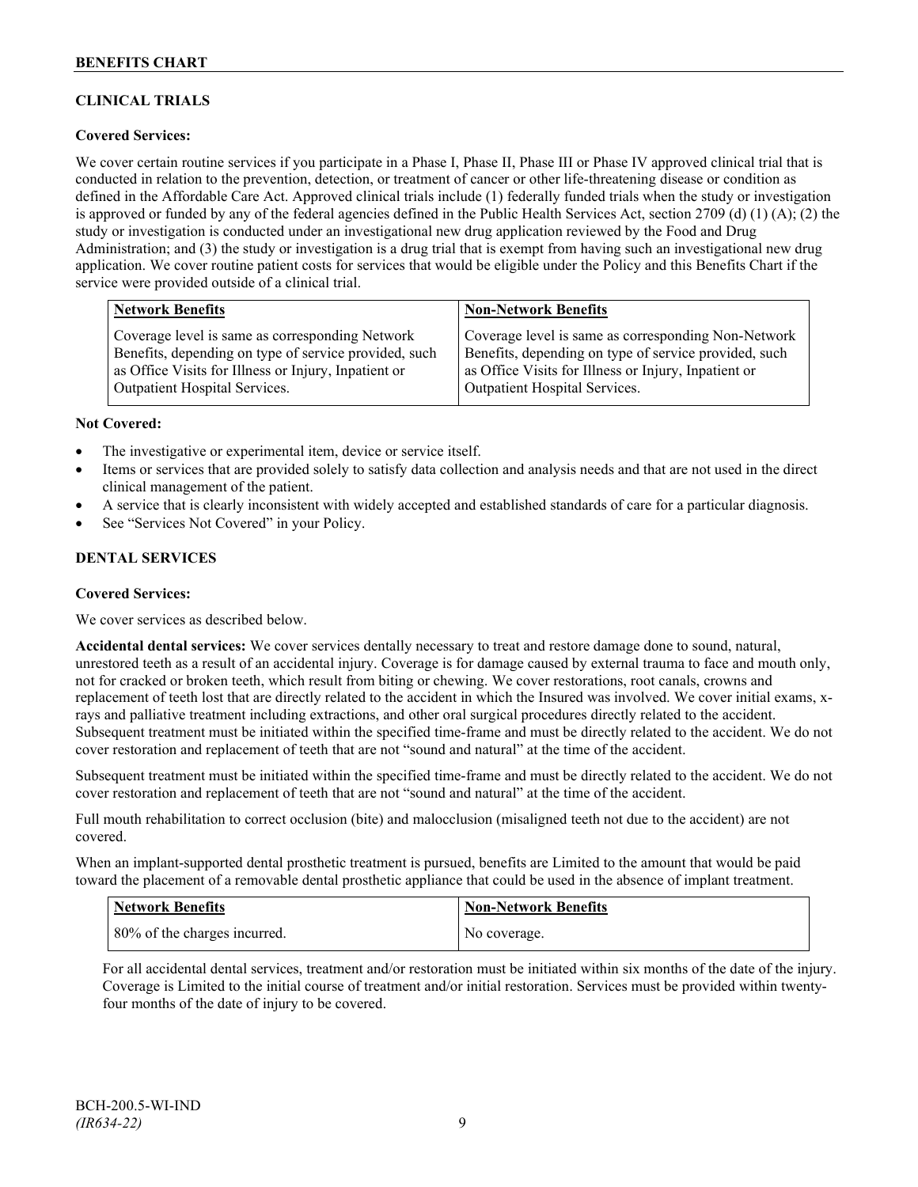## CLINICAL TRIALS

**Covered Services:**

We cover certain routine services if you participate in a Phase I, Phase II, Phase III or Phase IV approved clinical trial that is conducted in relation to the prevention, detection, or treatment of cancer or other life-threatening disease or condition as defined in the Affordable Care Act. Approved clinical trials include (1) federally funded trials when the study or investigation is approved or funded by any of the federal agencies defined in the Public Health Services Act, section 2709 (d) (1) (A); (2) the study or investigation is conducted under an investigational new drug application reviewed by the Food and Drug Administration; and (3) the study or investigation is a drug trial that is exempt from having such an investigational new drug application. We cover routine patient costs for services that would be eligible under the Policy and this Benefits Chart if the service were provided outside of a clinical trial.

| Network Benefits | Non-Network Benefits |
| --- | --- |
| Coverage level is same as corresponding Network Benefits, depending on type of service provided, such as Office Visits for Illness or Injury, Inpatient or Outpatient Hospital Services. | Coverage level is same as corresponding Non-Network Benefits, depending on type of service provided, such as Office Visits for Illness or Injury, Inpatient or Outpatient Hospital Services. |

**Not Covered:**

- The investigative or experimental item, device or service itself.
- Items or services that are provided solely to satisfy data collection and analysis needs and that are not used in the direct clinical management of the patient.
- A service that is clearly inconsistent with widely accepted and established standards of care for a particular diagnosis.
- See "Services Not Covered" in your Policy.

## DENTAL SERVICES

**Covered Services:**

We cover services as described below.

**Accidental dental services:** We cover services dentally necessary to treat and restore damage done to sound, natural, unrestored teeth as a result of an accidental injury. Coverage is for damage caused by external trauma to face and mouth only, not for cracked or broken teeth, which result from biting or chewing. We cover restorations, root canals, crowns and replacement of teeth lost that are directly related to the accident in which the Insured was involved. We cover initial exams, x-rays and palliative treatment including extractions, and other oral surgical procedures directly related to the accident. Subsequent treatment must be initiated within the specified time-frame and must be directly related to the accident. We do not cover restoration and replacement of teeth that are not "sound and natural" at the time of the accident.

Subsequent treatment must be initiated within the specified time-frame and must be directly related to the accident. We do not cover restoration and replacement of teeth that are not "sound and natural" at the time of the accident.

Full mouth rehabilitation to correct occlusion (bite) and malocclusion (misaligned teeth not due to the accident) are not covered.

When an implant-supported dental prosthetic treatment is pursued, benefits are Limited to the amount that would be paid toward the placement of a removable dental prosthetic appliance that could be used in the absence of implant treatment.

| Network Benefits | Non-Network Benefits |
| --- | --- |
| 80% of the charges incurred. | No coverage. |

For all accidental dental services, treatment and/or restoration must be initiated within six months of the date of the injury. Coverage is Limited to the initial course of treatment and/or initial restoration. Services must be provided within twenty-four months of the date of injury to be covered.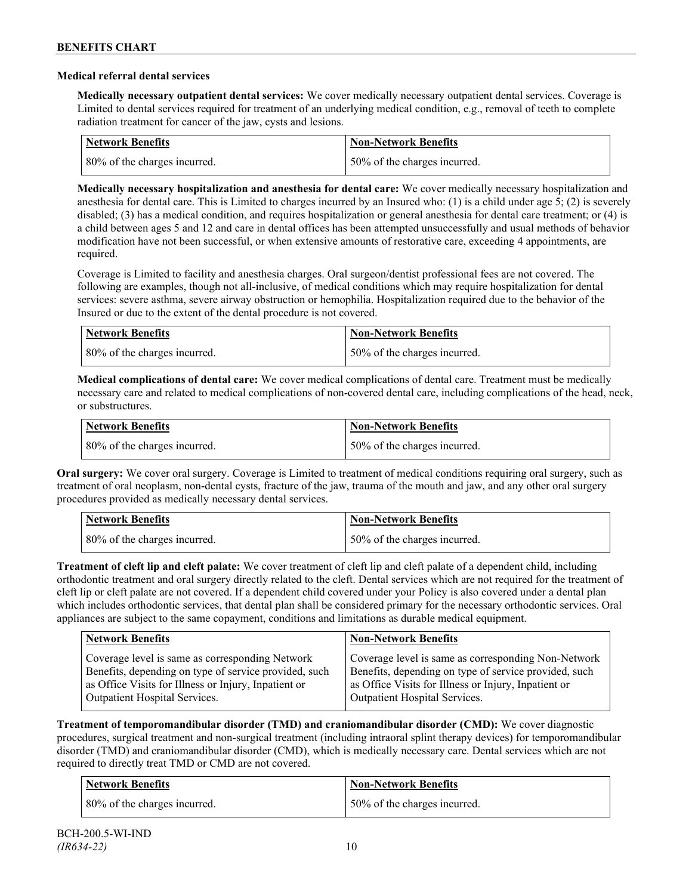### Medical referral dental services

**Medically necessary outpatient dental services:** We cover medically necessary outpatient dental services. Coverage is Limited to dental services required for treatment of an underlying medical condition, e.g., removal of teeth to complete radiation treatment for cancer of the jaw, cysts and lesions.

| Network Benefits | Non-Network Benefits |
| --- | --- |
| 80% of the charges incurred. | 50% of the charges incurred. |

**Medically necessary hospitalization and anesthesia for dental care:** We cover medically necessary hospitalization and anesthesia for dental care. This is Limited to charges incurred by an Insured who: (1) is a child under age 5; (2) is severely disabled; (3) has a medical condition, and requires hospitalization or general anesthesia for dental care treatment; or (4) is a child between ages 5 and 12 and care in dental offices has been attempted unsuccessfully and usual methods of behavior modification have not been successful, or when extensive amounts of restorative care, exceeding 4 appointments, are required.

Coverage is Limited to facility and anesthesia charges. Oral surgeon/dentist professional fees are not covered. The following are examples, though not all-inclusive, of medical conditions which may require hospitalization for dental services: severe asthma, severe airway obstruction or hemophilia. Hospitalization required due to the behavior of the Insured or due to the extent of the dental procedure is not covered.

| Network Benefits | Non-Network Benefits |
| --- | --- |
| 80% of the charges incurred. | 50% of the charges incurred. |

**Medical complications of dental care:** We cover medical complications of dental care. Treatment must be medically necessary care and related to medical complications of non-covered dental care, including complications of the head, neck, or substructures.

| Network Benefits | Non-Network Benefits |
| --- | --- |
| 80% of the charges incurred. | 50% of the charges incurred. |

**Oral surgery:** We cover oral surgery. Coverage is Limited to treatment of medical conditions requiring oral surgery, such as treatment of oral neoplasm, non-dental cysts, fracture of the jaw, trauma of the mouth and jaw, and any other oral surgery procedures provided as medically necessary dental services.

| Network Benefits | Non-Network Benefits |
| --- | --- |
| 80% of the charges incurred. | 50% of the charges incurred. |

**Treatment of cleft lip and cleft palate:** We cover treatment of cleft lip and cleft palate of a dependent child, including orthodontic treatment and oral surgery directly related to the cleft. Dental services which are not required for the treatment of cleft lip or cleft palate are not covered. If a dependent child covered under your Policy is also covered under a dental plan which includes orthodontic services, that dental plan shall be considered primary for the necessary orthodontic services. Oral appliances are subject to the same copayment, conditions and limitations as durable medical equipment.

| Network Benefits | Non-Network Benefits |
| --- | --- |
| Coverage level is same as corresponding Network Benefits, depending on type of service provided, such as Office Visits for Illness or Injury, Inpatient or Outpatient Hospital Services. | Coverage level is same as corresponding Non-Network Benefits, depending on type of service provided, such as Office Visits for Illness or Injury, Inpatient or Outpatient Hospital Services. |

**Treatment of temporomandibular disorder (TMD) and craniomandibular disorder (CMD):** We cover diagnostic procedures, surgical treatment and non-surgical treatment (including intraoral splint therapy devices) for temporomandibular disorder (TMD) and craniomandibular disorder (CMD), which is medically necessary care. Dental services which are not required to directly treat TMD or CMD are not covered.

| Network Benefits | Non-Network Benefits |
| --- | --- |
| 80% of the charges incurred. | 50% of the charges incurred. |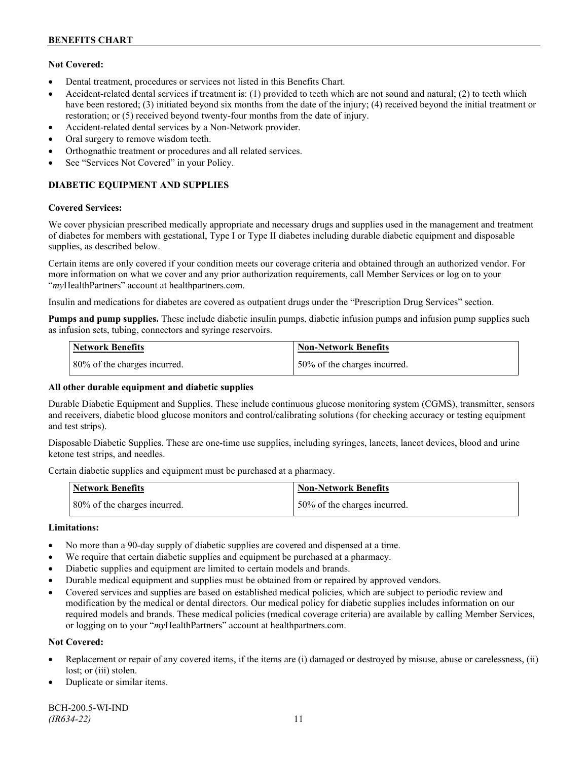**Not Covered:**

- Dental treatment, procedures or services not listed in this Benefits Chart.
- Accident-related dental services if treatment is: (1) provided to teeth which are not sound and natural; (2) to teeth which have been restored; (3) initiated beyond six months from the date of the injury; (4) received beyond the initial treatment or restoration; or (5) received beyond twenty-four months from the date of injury.
- Accident-related dental services by a Non-Network provider.
- Oral surgery to remove wisdom teeth.
- Orthognathic treatment or procedures and all related services.
- See "Services Not Covered" in your Policy.

**DIABETIC EQUIPMENT AND SUPPLIES**

**Covered Services:**

We cover physician prescribed medically appropriate and necessary drugs and supplies used in the management and treatment of diabetes for members with gestational, Type I or Type II diabetes including durable diabetic equipment and disposable supplies, as described below.

Certain items are only covered if your condition meets our coverage criteria and obtained through an authorized vendor. For more information on what we cover and any prior authorization requirements, call Member Services or log on to your "*my*HealthPartners" account at healthpartners.com.

Insulin and medications for diabetes are covered as outpatient drugs under the "Prescription Drug Services" section.

**Pumps and pump supplies.** These include diabetic insulin pumps, diabetic infusion pumps and infusion pump supplies such as infusion sets, tubing, connectors and syringe reservoirs.

| Network Benefits | Non-Network Benefits |
|---|---|
| 80% of the charges incurred. | 50% of the charges incurred. |

**All other durable equipment and diabetic supplies**

Durable Diabetic Equipment and Supplies. These include continuous glucose monitoring system (CGMS), transmitter, sensors and receivers, diabetic blood glucose monitors and control/calibrating solutions (for checking accuracy or testing equipment and test strips).

Disposable Diabetic Supplies. These are one-time use supplies, including syringes, lancets, lancet devices, blood and urine ketone test strips, and needles.

Certain diabetic supplies and equipment must be purchased at a pharmacy.

| Network Benefits | Non-Network Benefits |
|---|---|
| 80% of the charges incurred. | 50% of the charges incurred. |

**Limitations:**

- No more than a 90-day supply of diabetic supplies are covered and dispensed at a time.
- We require that certain diabetic supplies and equipment be purchased at a pharmacy.
- Diabetic supplies and equipment are limited to certain models and brands.
- Durable medical equipment and supplies must be obtained from or repaired by approved vendors.
- Covered services and supplies are based on established medical policies, which are subject to periodic review and modification by the medical or dental directors. Our medical policy for diabetic supplies includes information on our required models and brands. These medical policies (medical coverage criteria) are available by calling Member Services, or logging on to your "*my*HealthPartners" account at healthpartners.com.

**Not Covered:**

- Replacement or repair of any covered items, if the items are (i) damaged or destroyed by misuse, abuse or carelessness, (ii) lost; or (iii) stolen.
- Duplicate or similar items.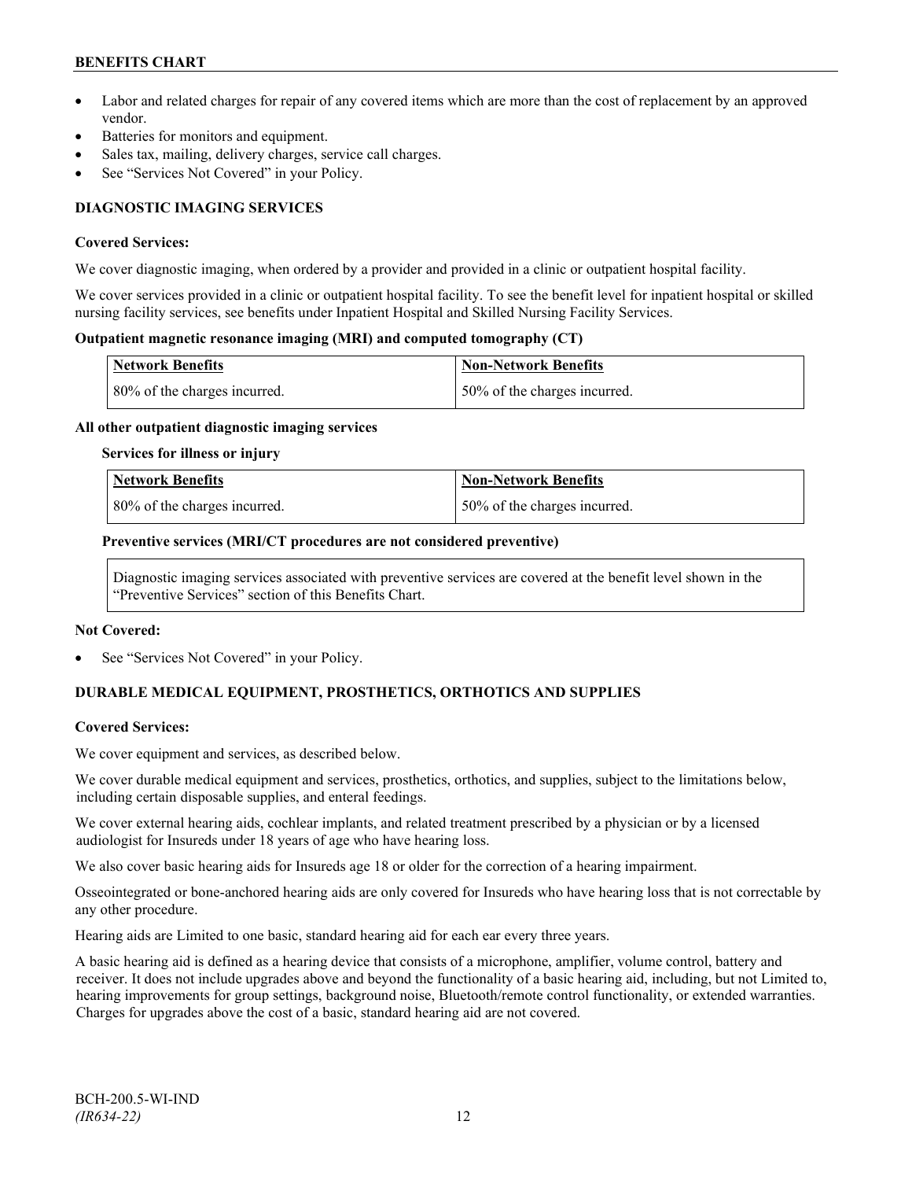- Labor and related charges for repair of any covered items which are more than the cost of replacement by an approved vendor.
- Batteries for monitors and equipment.
- Sales tax, mailing, delivery charges, service call charges.
- See "Services Not Covered" in your Policy.

### DIAGNOSTIC IMAGING SERVICES

**Covered Services:**

We cover diagnostic imaging, when ordered by a provider and provided in a clinic or outpatient hospital facility.

We cover services provided in a clinic or outpatient hospital facility. To see the benefit level for inpatient hospital or skilled nursing facility services, see benefits under Inpatient Hospital and Skilled Nursing Facility Services.

**Outpatient magnetic resonance imaging (MRI) and computed tomography (CT)**

| Network Benefits | Non-Network Benefits |
| --- | --- |
| 80% of the charges incurred. | 50% of the charges incurred. |

**All other outpatient diagnostic imaging services**

**Services for illness or injury**

| Network Benefits | Non-Network Benefits |
| --- | --- |
| 80% of the charges incurred. | 50% of the charges incurred. |

**Preventive services (MRI/CT procedures are not considered preventive)**

Diagnostic imaging services associated with preventive services are covered at the benefit level shown in the "Preventive Services" section of this Benefits Chart.

**Not Covered:**

- See "Services Not Covered" in your Policy.

### DURABLE MEDICAL EQUIPMENT, PROSTHETICS, ORTHOTICS AND SUPPLIES

**Covered Services:**

We cover equipment and services, as described below.

We cover durable medical equipment and services, prosthetics, orthotics, and supplies, subject to the limitations below, including certain disposable supplies, and enteral feedings.

We cover external hearing aids, cochlear implants, and related treatment prescribed by a physician or by a licensed audiologist for Insureds under 18 years of age who have hearing loss.

We also cover basic hearing aids for Insureds age 18 or older for the correction of a hearing impairment.

Osseointegrated or bone-anchored hearing aids are only covered for Insureds who have hearing loss that is not correctable by any other procedure.

Hearing aids are Limited to one basic, standard hearing aid for each ear every three years.

A basic hearing aid is defined as a hearing device that consists of a microphone, amplifier, volume control, battery and receiver. It does not include upgrades above and beyond the functionality of a basic hearing aid, including, but not Limited to, hearing improvements for group settings, background noise, Bluetooth/remote control functionality, or extended warranties. Charges for upgrades above the cost of a basic, standard hearing aid are not covered.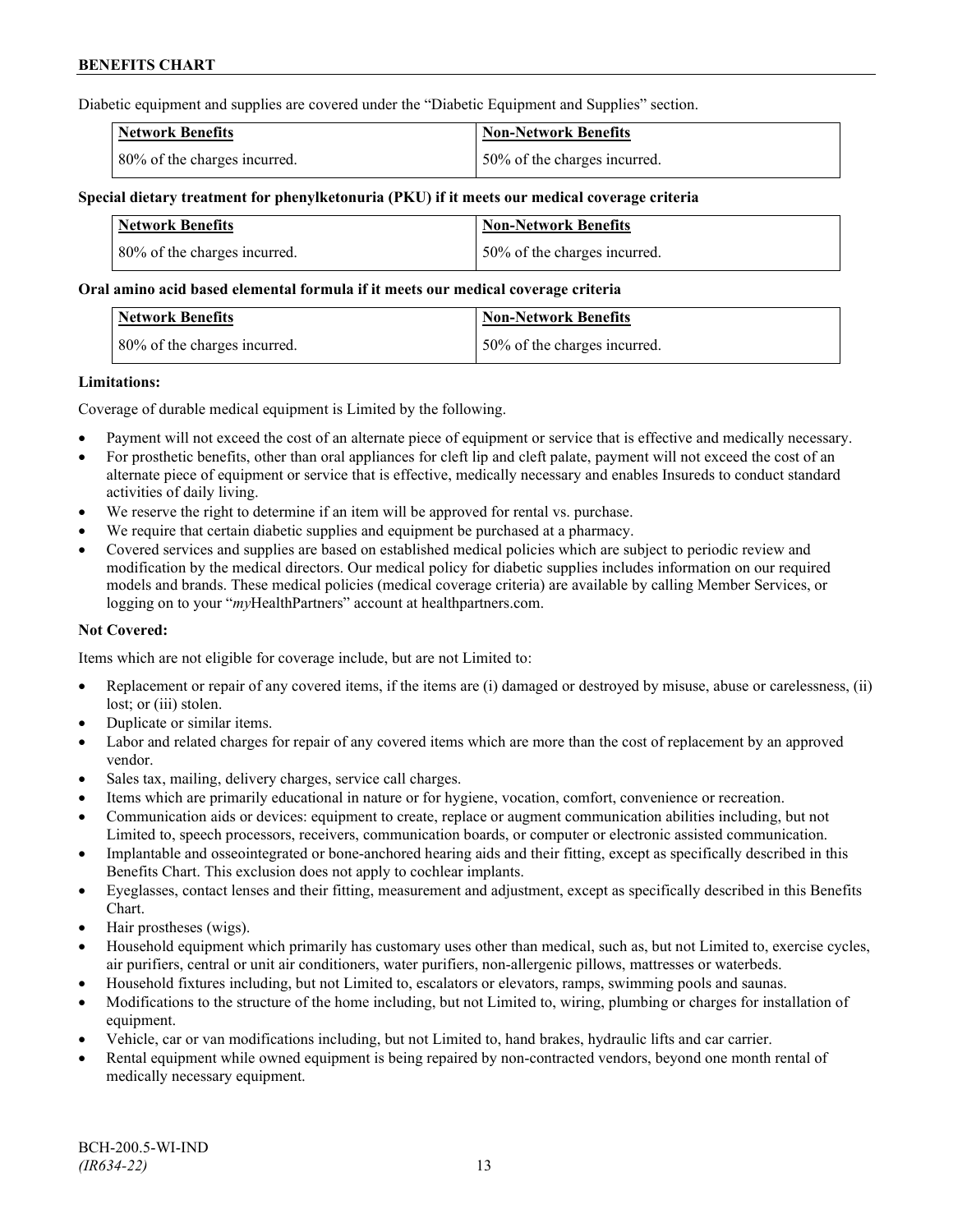Diabetic equipment and supplies are covered under the "Diabetic Equipment and Supplies" section.

| Network Benefits | Non-Network Benefits |
| --- | --- |
| 80% of the charges incurred. | 50% of the charges incurred. |

**Special dietary treatment for phenylketonuria (PKU) if it meets our medical coverage criteria**

| Network Benefits | Non-Network Benefits |
| --- | --- |
| 80% of the charges incurred. | 50% of the charges incurred. |

**Oral amino acid based elemental formula if it meets our medical coverage criteria**

| Network Benefits | Non-Network Benefits |
| --- | --- |
| 80% of the charges incurred. | 50% of the charges incurred. |

**Limitations:**

Coverage of durable medical equipment is Limited by the following.

- Payment will not exceed the cost of an alternate piece of equipment or service that is effective and medically necessary.
- For prosthetic benefits, other than oral appliances for cleft lip and cleft palate, payment will not exceed the cost of an alternate piece of equipment or service that is effective, medically necessary and enables Insureds to conduct standard activities of daily living.
- We reserve the right to determine if an item will be approved for rental vs. purchase.
- We require that certain diabetic supplies and equipment be purchased at a pharmacy.
- Covered services and supplies are based on established medical policies which are subject to periodic review and modification by the medical directors. Our medical policy for diabetic supplies includes information on our required models and brands. These medical policies (medical coverage criteria) are available by calling Member Services, or logging on to your "*my*HealthPartners" account at healthpartners.com.

**Not Covered:**

Items which are not eligible for coverage include, but are not Limited to:

- Replacement or repair of any covered items, if the items are (i) damaged or destroyed by misuse, abuse or carelessness, (ii) lost; or (iii) stolen.
- Duplicate or similar items.
- Labor and related charges for repair of any covered items which are more than the cost of replacement by an approved vendor.
- Sales tax, mailing, delivery charges, service call charges.
- Items which are primarily educational in nature or for hygiene, vocation, comfort, convenience or recreation.
- Communication aids or devices: equipment to create, replace or augment communication abilities including, but not Limited to, speech processors, receivers, communication boards, or computer or electronic assisted communication.
- Implantable and osseointegrated or bone-anchored hearing aids and their fitting, except as specifically described in this Benefits Chart. This exclusion does not apply to cochlear implants.
- Eyeglasses, contact lenses and their fitting, measurement and adjustment, except as specifically described in this Benefits Chart.
- Hair prostheses (wigs).
- Household equipment which primarily has customary uses other than medical, such as, but not Limited to, exercise cycles, air purifiers, central or unit air conditioners, water purifiers, non-allergenic pillows, mattresses or waterbeds.
- Household fixtures including, but not Limited to, escalators or elevators, ramps, swimming pools and saunas.
- Modifications to the structure of the home including, but not Limited to, wiring, plumbing or charges for installation of equipment.
- Vehicle, car or van modifications including, but not Limited to, hand brakes, hydraulic lifts and car carrier.
- Rental equipment while owned equipment is being repaired by non-contracted vendors, beyond one month rental of medically necessary equipment.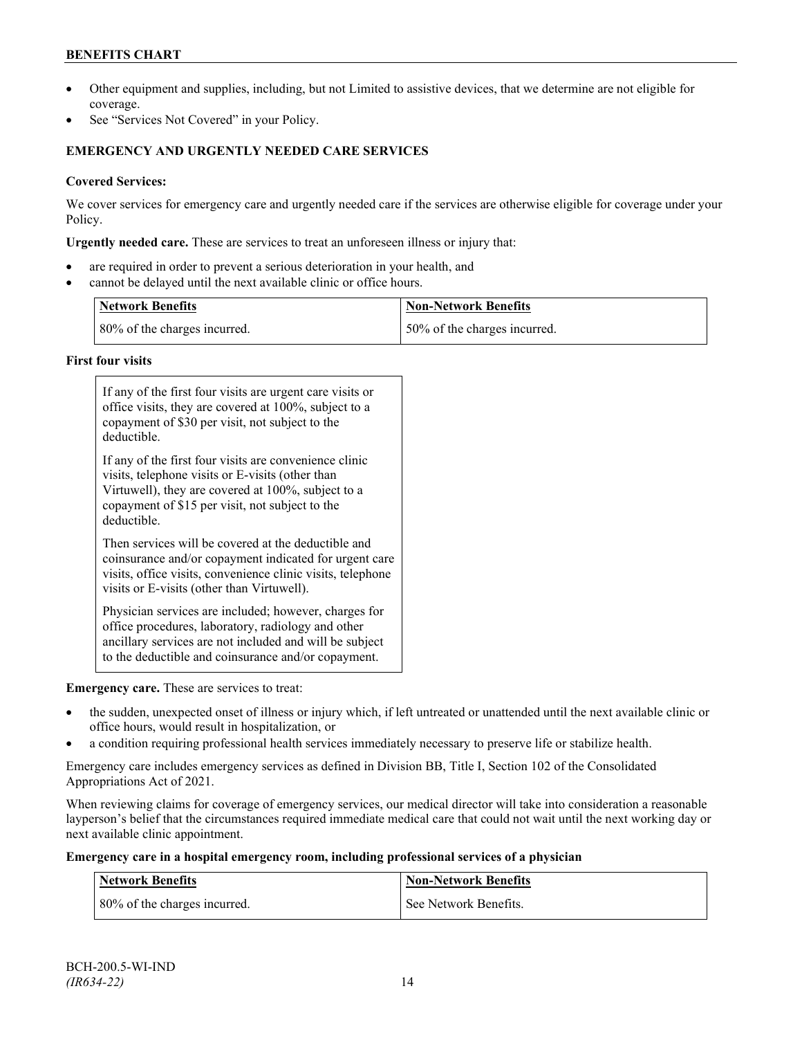- Other equipment and supplies, including, but not Limited to assistive devices, that we determine are not eligible for coverage.
- See "Services Not Covered" in your Policy.

### EMERGENCY AND URGENTLY NEEDED CARE SERVICES

**Covered Services:**

We cover services for emergency care and urgently needed care if the services are otherwise eligible for coverage under your Policy.

**Urgently needed care.** These are services to treat an unforeseen illness or injury that:

- are required in order to prevent a serious deterioration in your health, and
- cannot be delayed until the next available clinic or office hours.

| Network Benefits | Non-Network Benefits |
|---|---|
| 80% of the charges incurred. | 50% of the charges incurred. |

**First four visits**

| |
|---|
| If any of the first four visits are urgent care visits or office visits, they are covered at 100%, subject to a copayment of $30 per visit, not subject to the deductible.<br><br>If any of the first four visits are convenience clinic visits, telephone visits or E-visits (other than Virtuwell), they are covered at 100%, subject to a copayment of $15 per visit, not subject to the deductible.<br><br>Then services will be covered at the deductible and coinsurance and/or copayment indicated for urgent care visits, office visits, convenience clinic visits, telephone visits or E-visits (other than Virtuwell).<br><br>Physician services are included; however, charges for office procedures, laboratory, radiology and other ancillary services are not included and will be subject to the deductible and coinsurance and/or copayment. |

**Emergency care.** These are services to treat:

- the sudden, unexpected onset of illness or injury which, if left untreated or unattended until the next available clinic or office hours, would result in hospitalization, or
- a condition requiring professional health services immediately necessary to preserve life or stabilize health.

Emergency care includes emergency services as defined in Division BB, Title I, Section 102 of the Consolidated Appropriations Act of 2021.

When reviewing claims for coverage of emergency services, our medical director will take into consideration a reasonable layperson's belief that the circumstances required immediate medical care that could not wait until the next working day or next available clinic appointment.

**Emergency care in a hospital emergency room, including professional services of a physician**

| Network Benefits | Non-Network Benefits |
|---|---|
| 80% of the charges incurred. | See Network Benefits. |

BCH-200.5-WI-IND
*(IR634-22)*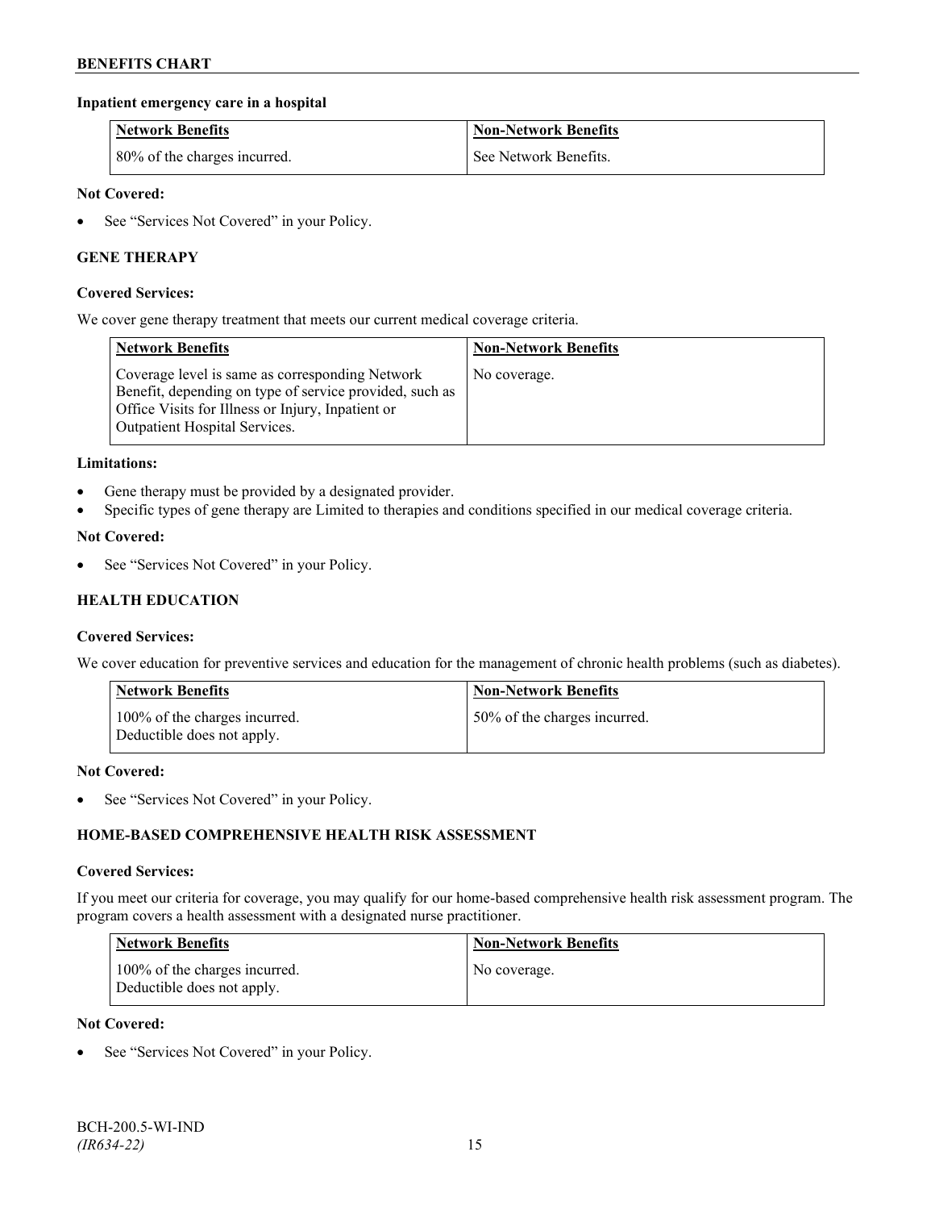#### Inpatient emergency care in a hospital

| Network Benefits | Non-Network Benefits |
| --- | --- |
| 80% of the charges incurred. | See Network Benefits. |

**Not Covered:**

- See "Services Not Covered" in your Policy.

### GENE THERAPY

**Covered Services:**

We cover gene therapy treatment that meets our current medical coverage criteria.

| Network Benefits | Non-Network Benefits |
| --- | --- |
| Coverage level is same as corresponding Network Benefit, depending on type of service provided, such as Office Visits for Illness or Injury, Inpatient or Outpatient Hospital Services. | No coverage. |

**Limitations:**

- Gene therapy must be provided by a designated provider.
- Specific types of gene therapy are Limited to therapies and conditions specified in our medical coverage criteria.

**Not Covered:**

- See "Services Not Covered" in your Policy.

### HEALTH EDUCATION

**Covered Services:**

We cover education for preventive services and education for the management of chronic health problems (such as diabetes).

| Network Benefits | Non-Network Benefits |
| --- | --- |
| 100% of the charges incurred. Deductible does not apply. | 50% of the charges incurred. |

**Not Covered:**

- See "Services Not Covered" in your Policy.

### HOME-BASED COMPREHENSIVE HEALTH RISK ASSESSMENT

**Covered Services:**

If you meet our criteria for coverage, you may qualify for our home-based comprehensive health risk assessment program. The program covers a health assessment with a designated nurse practitioner.

| Network Benefits | Non-Network Benefits |
| --- | --- |
| 100% of the charges incurred. Deductible does not apply. | No coverage. |

**Not Covered:**

- See "Services Not Covered" in your Policy.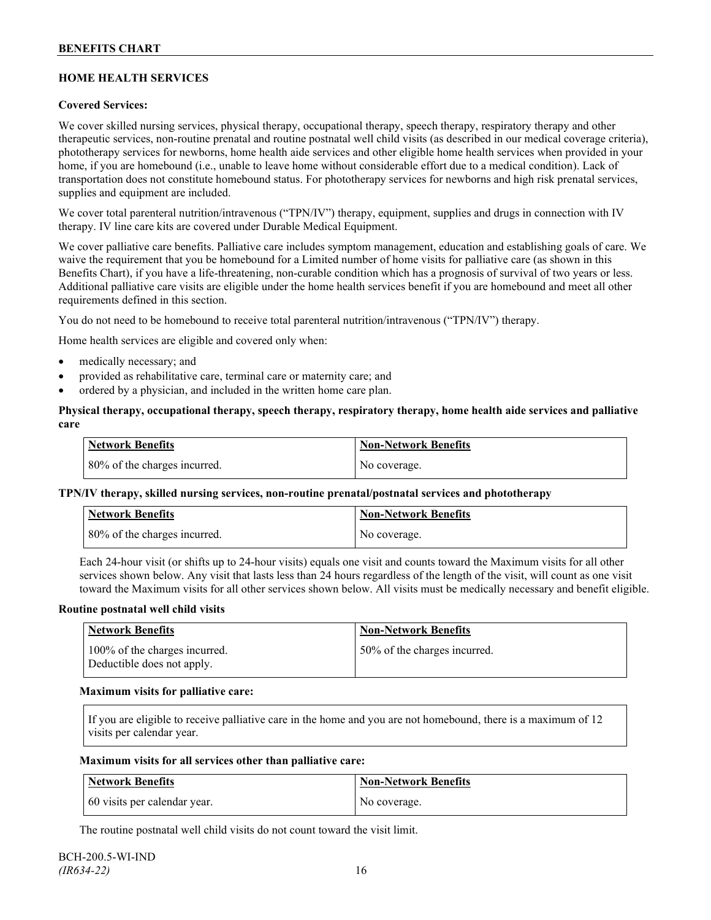## HOME HEALTH SERVICES

**Covered Services:**

We cover skilled nursing services, physical therapy, occupational therapy, speech therapy, respiratory therapy and other therapeutic services, non-routine prenatal and routine postnatal well child visits (as described in our medical coverage criteria), phototherapy services for newborns, home health aide services and other eligible home health services when provided in your home, if you are homebound (i.e., unable to leave home without considerable effort due to a medical condition). Lack of transportation does not constitute homebound status. For phototherapy services for newborns and high risk prenatal services, supplies and equipment are included.

We cover total parenteral nutrition/intravenous ("TPN/IV") therapy, equipment, supplies and drugs in connection with IV therapy. IV line care kits are covered under Durable Medical Equipment.

We cover palliative care benefits. Palliative care includes symptom management, education and establishing goals of care. We waive the requirement that you be homebound for a Limited number of home visits for palliative care (as shown in this Benefits Chart), if you have a life-threatening, non-curable condition which has a prognosis of survival of two years or less. Additional palliative care visits are eligible under the home health services benefit if you are homebound and meet all other requirements defined in this section.

You do not need to be homebound to receive total parenteral nutrition/intravenous ("TPN/IV") therapy.

Home health services are eligible and covered only when:

- medically necessary; and
- provided as rehabilitative care, terminal care or maternity care; and
- ordered by a physician, and included in the written home care plan.

**Physical therapy, occupational therapy, speech therapy, respiratory therapy, home health aide services and palliative care**

| Network Benefits | Non-Network Benefits |
|---|---|
| 80% of the charges incurred. | No coverage. |

**TPN/IV therapy, skilled nursing services, non-routine prenatal/postnatal services and phototherapy**

| Network Benefits | Non-Network Benefits |
|---|---|
| 80% of the charges incurred. | No coverage. |

Each 24-hour visit (or shifts up to 24-hour visits) equals one visit and counts toward the Maximum visits for all other services shown below. Any visit that lasts less than 24 hours regardless of the length of the visit, will count as one visit toward the Maximum visits for all other services shown below. All visits must be medically necessary and benefit eligible.

**Routine postnatal well child visits**

| Network Benefits | Non-Network Benefits |
|---|---|
| 100% of the charges incurred. Deductible does not apply. | 50% of the charges incurred. |

**Maximum visits for palliative care:**

If you are eligible to receive palliative care in the home and you are not homebound, there is a maximum of 12 visits per calendar year.

**Maximum visits for all services other than palliative care:**

| Network Benefits | Non-Network Benefits |
|---|---|
| 60 visits per calendar year. | No coverage. |

The routine postnatal well child visits do not count toward the visit limit.

BCH-200.5-WI-IND
*(IR634-22)*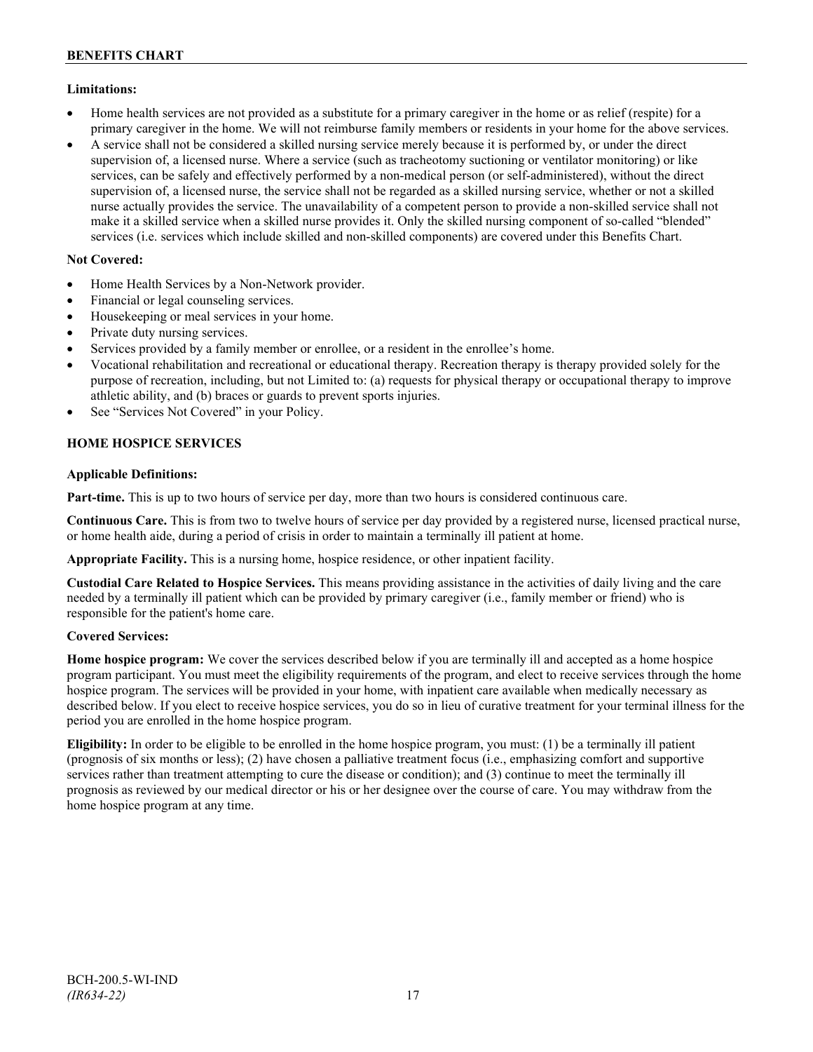**Limitations:**

- Home health services are not provided as a substitute for a primary caregiver in the home or as relief (respite) for a primary caregiver in the home. We will not reimburse family members or residents in your home for the above services.
- A service shall not be considered a skilled nursing service merely because it is performed by, or under the direct supervision of, a licensed nurse. Where a service (such as tracheotomy suctioning or ventilator monitoring) or like services, can be safely and effectively performed by a non-medical person (or self-administered), without the direct supervision of, a licensed nurse, the service shall not be regarded as a skilled nursing service, whether or not a skilled nurse actually provides the service. The unavailability of a competent person to provide a non-skilled service shall not make it a skilled service when a skilled nurse provides it. Only the skilled nursing component of so-called "blended" services (i.e. services which include skilled and non-skilled components) are covered under this Benefits Chart.

**Not Covered:**

- Home Health Services by a Non-Network provider.
- Financial or legal counseling services.
- Housekeeping or meal services in your home.
- Private duty nursing services.
- Services provided by a family member or enrollee, or a resident in the enrollee's home.
- Vocational rehabilitation and recreational or educational therapy. Recreation therapy is therapy provided solely for the purpose of recreation, including, but not Limited to: (a) requests for physical therapy or occupational therapy to improve athletic ability, and (b) braces or guards to prevent sports injuries.
- See "Services Not Covered" in your Policy.

## HOME HOSPICE SERVICES

**Applicable Definitions:**

**Part-time.** This is up to two hours of service per day, more than two hours is considered continuous care.

**Continuous Care.** This is from two to twelve hours of service per day provided by a registered nurse, licensed practical nurse, or home health aide, during a period of crisis in order to maintain a terminally ill patient at home.

**Appropriate Facility.** This is a nursing home, hospice residence, or other inpatient facility.

**Custodial Care Related to Hospice Services.** This means providing assistance in the activities of daily living and the care needed by a terminally ill patient which can be provided by primary caregiver (i.e., family member or friend) who is responsible for the patient's home care.

**Covered Services:**

**Home hospice program:** We cover the services described below if you are terminally ill and accepted as a home hospice program participant. You must meet the eligibility requirements of the program, and elect to receive services through the home hospice program. The services will be provided in your home, with inpatient care available when medically necessary as described below. If you elect to receive hospice services, you do so in lieu of curative treatment for your terminal illness for the period you are enrolled in the home hospice program.

**Eligibility:** In order to be eligible to be enrolled in the home hospice program, you must: (1) be a terminally ill patient (prognosis of six months or less); (2) have chosen a palliative treatment focus (i.e., emphasizing comfort and supportive services rather than treatment attempting to cure the disease or condition); and (3) continue to meet the terminally ill prognosis as reviewed by our medical director or his or her designee over the course of care. You may withdraw from the home hospice program at any time.

BCH-200.5-WI-IND
*(IR634-22)*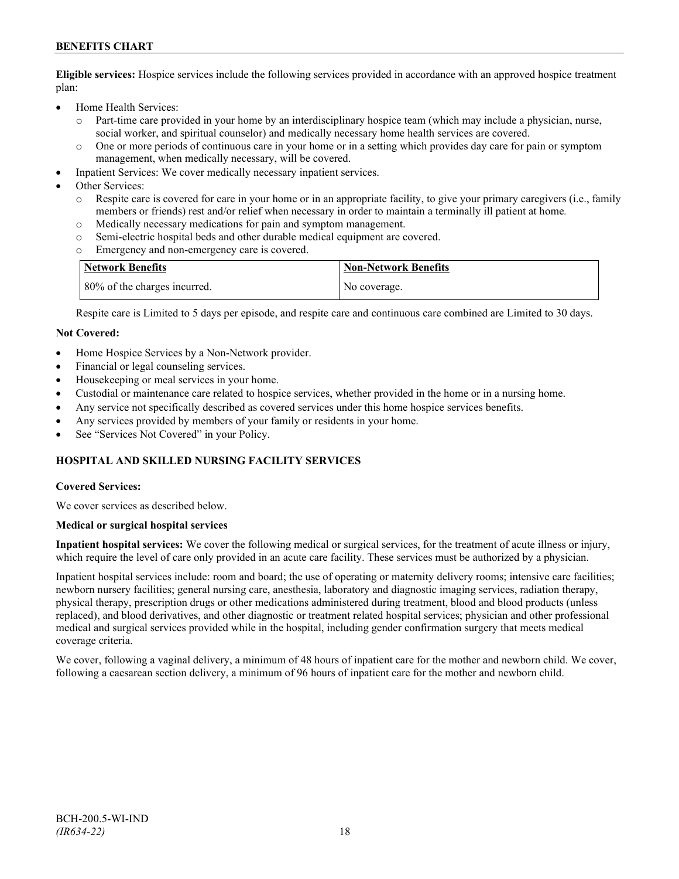**Eligible services:** Hospice services include the following services provided in accordance with an approved hospice treatment plan:

- Home Health Services:
  - o Part-time care provided in your home by an interdisciplinary hospice team (which may include a physician, nurse, social worker, and spiritual counselor) and medically necessary home health services are covered.
  - o One or more periods of continuous care in your home or in a setting which provides day care for pain or symptom management, when medically necessary, will be covered.
- Inpatient Services: We cover medically necessary inpatient services.
- Other Services:
  - o Respite care is covered for care in your home or in an appropriate facility, to give your primary caregivers (i.e., family members or friends) rest and/or relief when necessary in order to maintain a terminally ill patient at home.
  - o Medically necessary medications for pain and symptom management.
  - o Semi-electric hospital beds and other durable medical equipment are covered.
  - o Emergency and non-emergency care is covered.

| Network Benefits | Non-Network Benefits |
| --- | --- |
| 80% of the charges incurred. | No coverage. |

Respite care is Limited to 5 days per episode, and respite care and continuous care combined are Limited to 30 days.

**Not Covered:**

- Home Hospice Services by a Non-Network provider.
- Financial or legal counseling services.
- Housekeeping or meal services in your home.
- Custodial or maintenance care related to hospice services, whether provided in the home or in a nursing home.
- Any service not specifically described as covered services under this home hospice services benefits.
- Any services provided by members of your family or residents in your home.
- See "Services Not Covered" in your Policy.

## HOSPITAL AND SKILLED NURSING FACILITY SERVICES

**Covered Services:**

We cover services as described below.

**Medical or surgical hospital services**

**Inpatient hospital services:** We cover the following medical or surgical services, for the treatment of acute illness or injury, which require the level of care only provided in an acute care facility. These services must be authorized by a physician.

Inpatient hospital services include: room and board; the use of operating or maternity delivery rooms; intensive care facilities; newborn nursery facilities; general nursing care, anesthesia, laboratory and diagnostic imaging services, radiation therapy, physical therapy, prescription drugs or other medications administered during treatment, blood and blood products (unless replaced), and blood derivatives, and other diagnostic or treatment related hospital services; physician and other professional medical and surgical services provided while in the hospital, including gender confirmation surgery that meets medical coverage criteria.

We cover, following a vaginal delivery, a minimum of 48 hours of inpatient care for the mother and newborn child. We cover, following a caesarean section delivery, a minimum of 96 hours of inpatient care for the mother and newborn child.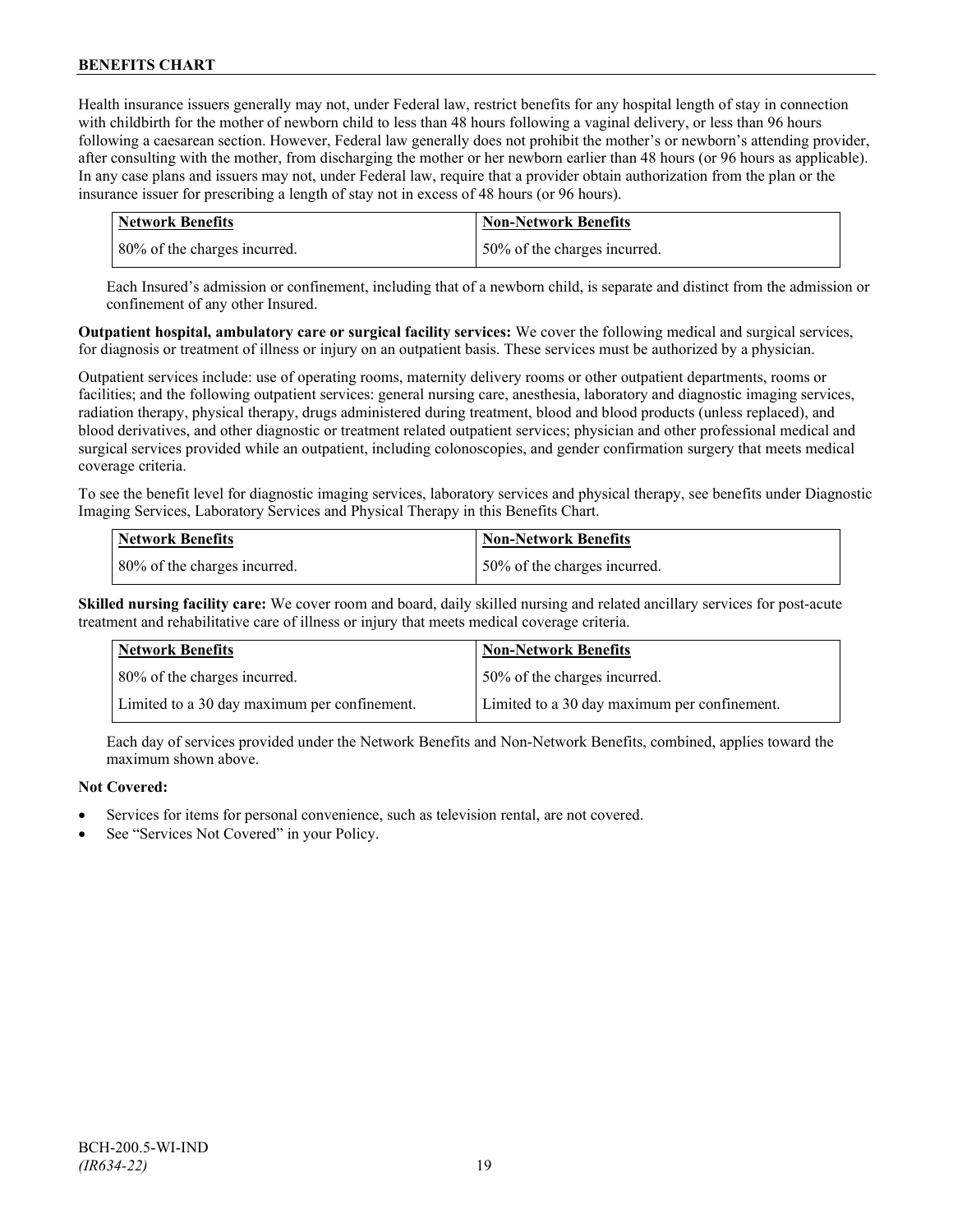Health insurance issuers generally may not, under Federal law, restrict benefits for any hospital length of stay in connection with childbirth for the mother of newborn child to less than 48 hours following a vaginal delivery, or less than 96 hours following a caesarean section. However, Federal law generally does not prohibit the mother's or newborn's attending provider, after consulting with the mother, from discharging the mother or her newborn earlier than 48 hours (or 96 hours as applicable). In any case plans and issuers may not, under Federal law, require that a provider obtain authorization from the plan or the insurance issuer for prescribing a length of stay not in excess of 48 hours (or 96 hours).

| Network Benefits | Non-Network Benefits |
|---|---|
| 80% of the charges incurred. | 50% of the charges incurred. |

Each Insured's admission or confinement, including that of a newborn child, is separate and distinct from the admission or confinement of any other Insured.

**Outpatient hospital, ambulatory care or surgical facility services:** We cover the following medical and surgical services, for diagnosis or treatment of illness or injury on an outpatient basis. These services must be authorized by a physician.

Outpatient services include: use of operating rooms, maternity delivery rooms or other outpatient departments, rooms or facilities; and the following outpatient services: general nursing care, anesthesia, laboratory and diagnostic imaging services, radiation therapy, physical therapy, drugs administered during treatment, blood and blood products (unless replaced), and blood derivatives, and other diagnostic or treatment related outpatient services; physician and other professional medical and surgical services provided while an outpatient, including colonoscopies, and gender confirmation surgery that meets medical coverage criteria.

To see the benefit level for diagnostic imaging services, laboratory services and physical therapy, see benefits under Diagnostic Imaging Services, Laboratory Services and Physical Therapy in this Benefits Chart.

| Network Benefits | Non-Network Benefits |
|---|---|
| 80% of the charges incurred. | 50% of the charges incurred. |

**Skilled nursing facility care:** We cover room and board, daily skilled nursing and related ancillary services for post-acute treatment and rehabilitative care of illness or injury that meets medical coverage criteria.

| Network Benefits | Non-Network Benefits |
|---|---|
| 80% of the charges incurred. | 50% of the charges incurred. |
| Limited to a 30 day maximum per confinement. | Limited to a 30 day maximum per confinement. |

Each day of services provided under the Network Benefits and Non-Network Benefits, combined, applies toward the maximum shown above.

**Not Covered:**

- Services for items for personal convenience, such as television rental, are not covered.
- See "Services Not Covered" in your Policy.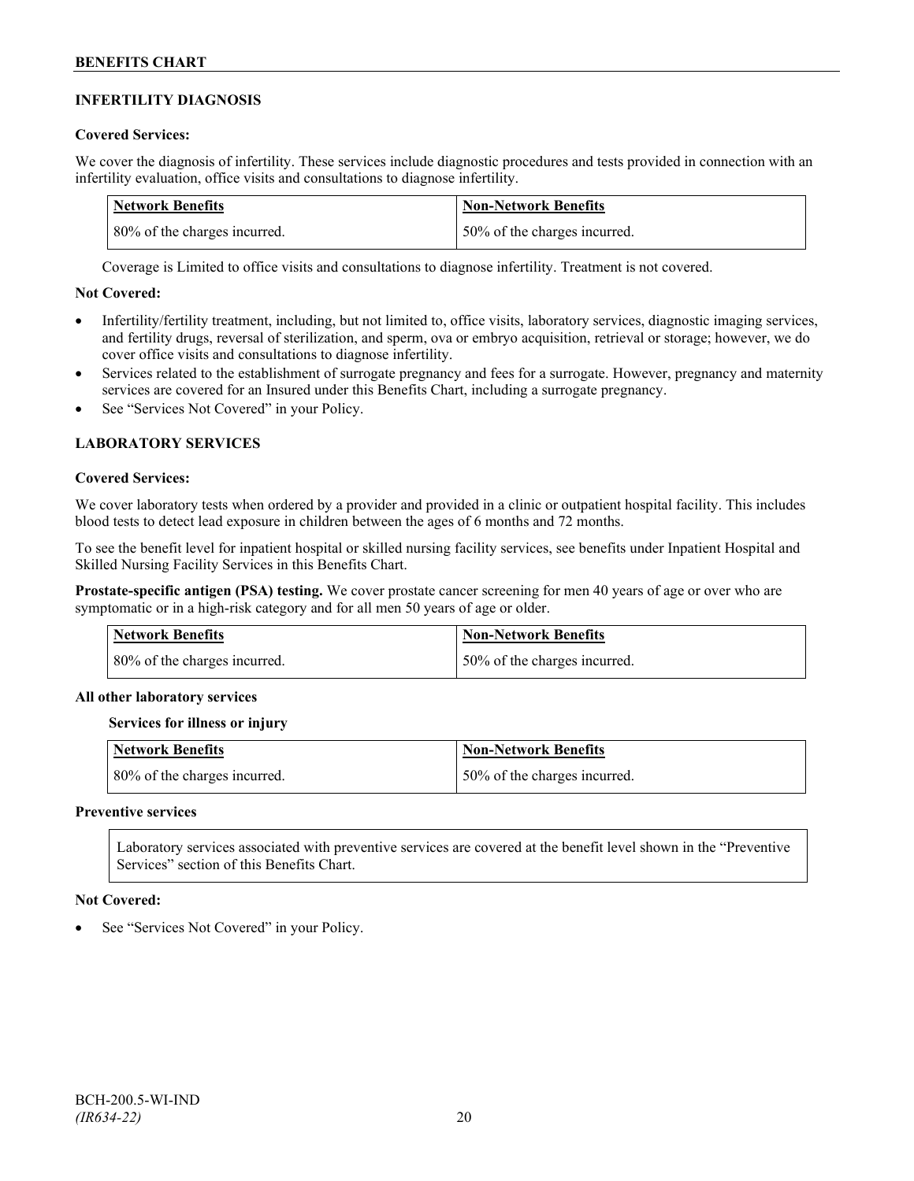## INFERTILITY DIAGNOSIS

**Covered Services:**

We cover the diagnosis of infertility. These services include diagnostic procedures and tests provided in connection with an infertility evaluation, office visits and consultations to diagnose infertility.

| Network Benefits | Non-Network Benefits |
|---|---|
| 80% of the charges incurred. | 50% of the charges incurred. |

Coverage is Limited to office visits and consultations to diagnose infertility. Treatment is not covered.

**Not Covered:**

- Infertility/fertility treatment, including, but not limited to, office visits, laboratory services, diagnostic imaging services, and fertility drugs, reversal of sterilization, and sperm, ova or embryo acquisition, retrieval or storage; however, we do cover office visits and consultations to diagnose infertility.
- Services related to the establishment of surrogate pregnancy and fees for a surrogate. However, pregnancy and maternity services are covered for an Insured under this Benefits Chart, including a surrogate pregnancy.
- See "Services Not Covered" in your Policy.

## LABORATORY SERVICES

**Covered Services:**

We cover laboratory tests when ordered by a provider and provided in a clinic or outpatient hospital facility. This includes blood tests to detect lead exposure in children between the ages of 6 months and 72 months.

To see the benefit level for inpatient hospital or skilled nursing facility services, see benefits under Inpatient Hospital and Skilled Nursing Facility Services in this Benefits Chart.

**Prostate-specific antigen (PSA) testing.** We cover prostate cancer screening for men 40 years of age or over who are symptomatic or in a high-risk category and for all men 50 years of age or older.

| Network Benefits | Non-Network Benefits |
|---|---|
| 80% of the charges incurred. | 50% of the charges incurred. |

**All other laboratory services**

**Services for illness or injury**

| Network Benefits | Non-Network Benefits |
|---|---|
| 80% of the charges incurred. | 50% of the charges incurred. |

**Preventive services**

Laboratory services associated with preventive services are covered at the benefit level shown in the "Preventive Services" section of this Benefits Chart.

**Not Covered:**

- See "Services Not Covered" in your Policy.

BCH-200.5-WI-IND
*(IR634-22)*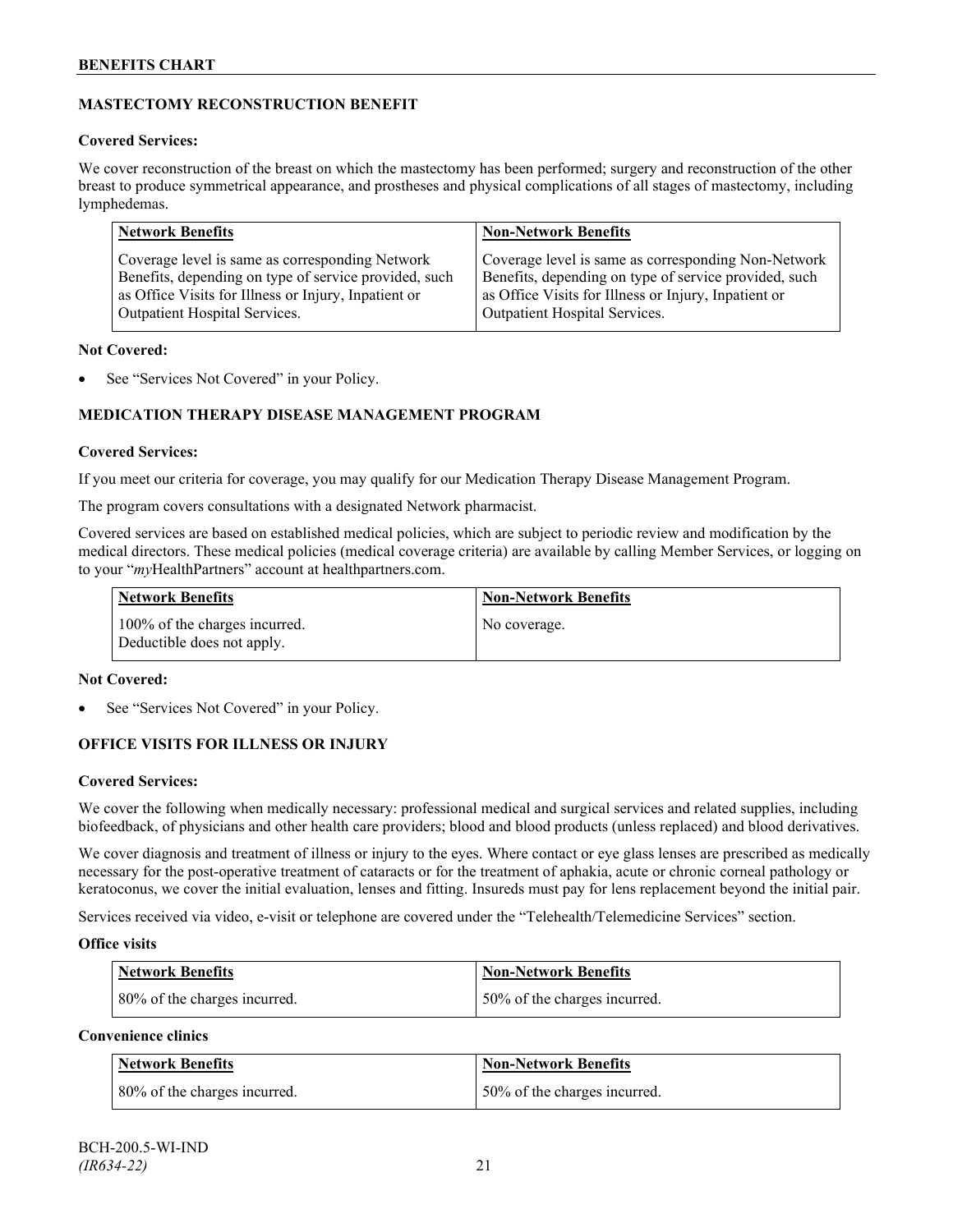## MASTECTOMY RECONSTRUCTION BENEFIT

**Covered Services:**

We cover reconstruction of the breast on which the mastectomy has been performed; surgery and reconstruction of the other breast to produce symmetrical appearance, and prostheses and physical complications of all stages of mastectomy, including lymphedemas.

| Network Benefits | Non-Network Benefits |
|---|---|
| Coverage level is same as corresponding Network Benefits, depending on type of service provided, such as Office Visits for Illness or Injury, Inpatient or Outpatient Hospital Services. | Coverage level is same as corresponding Non-Network Benefits, depending on type of service provided, such as Office Visits for Illness or Injury, Inpatient or Outpatient Hospital Services. |

**Not Covered:**

- See "Services Not Covered" in your Policy.

## MEDICATION THERAPY DISEASE MANAGEMENT PROGRAM

**Covered Services:**

If you meet our criteria for coverage, you may qualify for our Medication Therapy Disease Management Program.

The program covers consultations with a designated Network pharmacist.

Covered services are based on established medical policies, which are subject to periodic review and modification by the medical directors. These medical policies (medical coverage criteria) are available by calling Member Services, or logging on to your "*my*HealthPartners" account at healthpartners.com.

| Network Benefits | Non-Network Benefits |
|---|---|
| 100% of the charges incurred. Deductible does not apply. | No coverage. |

**Not Covered:**

- See "Services Not Covered" in your Policy.

## OFFICE VISITS FOR ILLNESS OR INJURY

**Covered Services:**

We cover the following when medically necessary: professional medical and surgical services and related supplies, including biofeedback, of physicians and other health care providers; blood and blood products (unless replaced) and blood derivatives.

We cover diagnosis and treatment of illness or injury to the eyes. Where contact or eye glass lenses are prescribed as medically necessary for the post-operative treatment of cataracts or for the treatment of aphakia, acute or chronic corneal pathology or keratoconus, we cover the initial evaluation, lenses and fitting. Insureds must pay for lens replacement beyond the initial pair.

Services received via video, e-visit or telephone are covered under the "Telehealth/Telemedicine Services" section.

**Office visits**

| Network Benefits | Non-Network Benefits |
|---|---|
| 80% of the charges incurred. | 50% of the charges incurred. |

**Convenience clinics**

| Network Benefits | Non-Network Benefits |
|---|---|
| 80% of the charges incurred. | 50% of the charges incurred. |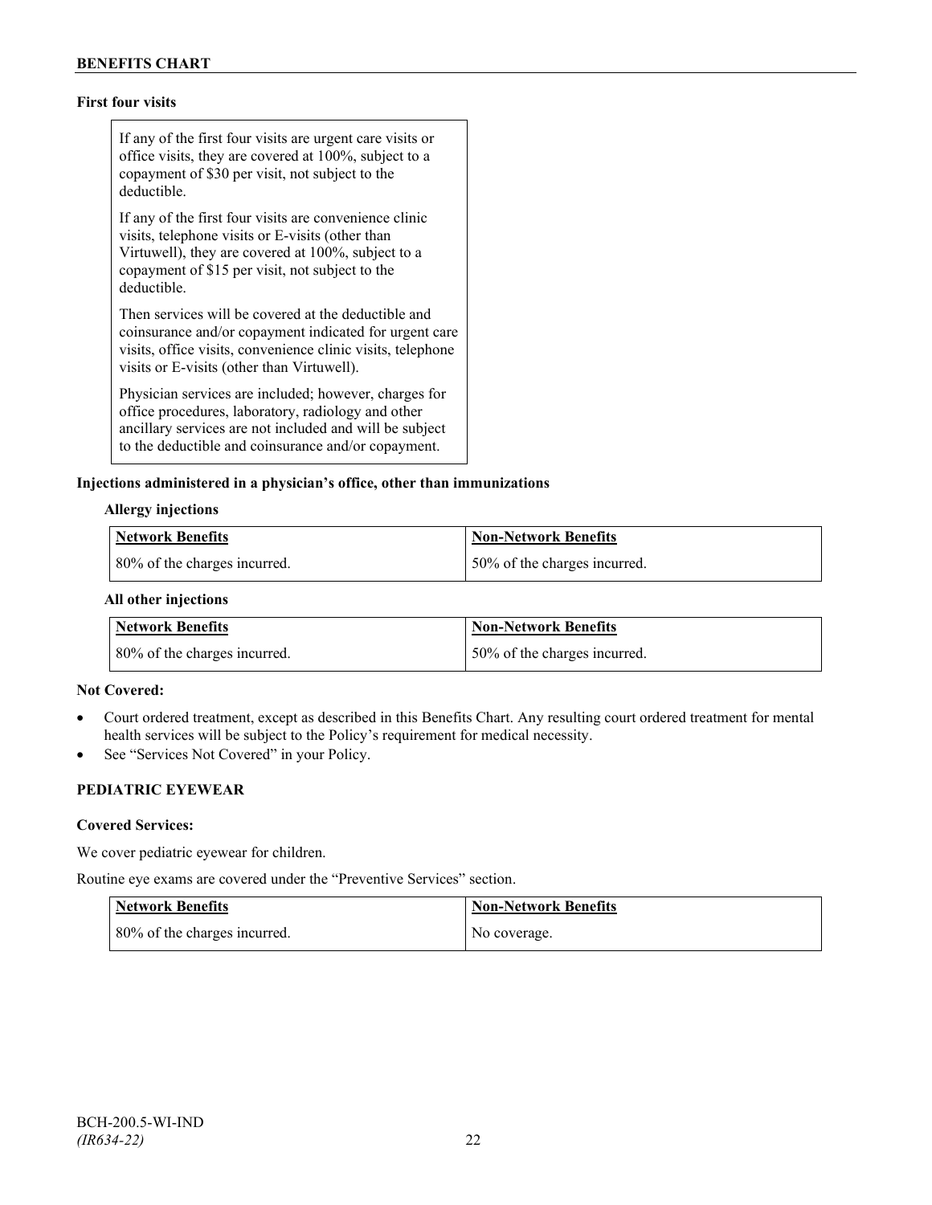**First four visits**

If any of the first four visits are urgent care visits or office visits, they are covered at 100%, subject to a copayment of $30 per visit, not subject to the deductible.

If any of the first four visits are convenience clinic visits, telephone visits or E-visits (other than Virtuwell), they are covered at 100%, subject to a copayment of $15 per visit, not subject to the deductible.

Then services will be covered at the deductible and coinsurance and/or copayment indicated for urgent care visits, office visits, convenience clinic visits, telephone visits or E-visits (other than Virtuwell).

Physician services are included; however, charges for office procedures, laboratory, radiology and other ancillary services are not included and will be subject to the deductible and coinsurance and/or copayment.

**Injections administered in a physician's office, other than immunizations**

**Allergy injections**

| Network Benefits | Non-Network Benefits |
| --- | --- |
| 80% of the charges incurred. | 50% of the charges incurred. |

**All other injections**

| Network Benefits | Non-Network Benefits |
| --- | --- |
| 80% of the charges incurred. | 50% of the charges incurred. |

**Not Covered:**

- Court ordered treatment, except as described in this Benefits Chart. Any resulting court ordered treatment for mental health services will be subject to the Policy's requirement for medical necessity.
- See "Services Not Covered" in your Policy.

**PEDIATRIC EYEWEAR**

**Covered Services:**

We cover pediatric eyewear for children.

Routine eye exams are covered under the "Preventive Services" section.

| Network Benefits | Non-Network Benefits |
| --- | --- |
| 80% of the charges incurred. | No coverage. |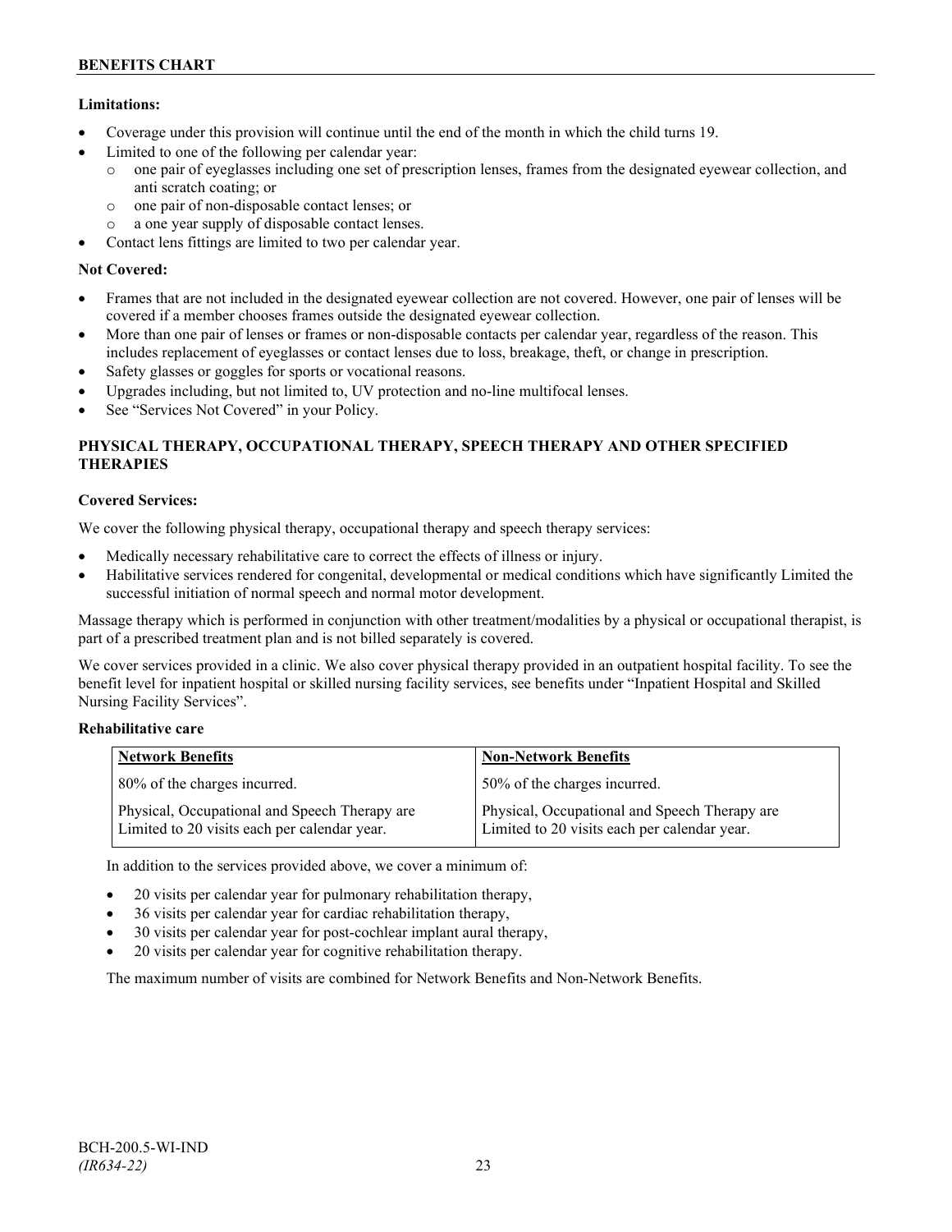**Limitations:**

- Coverage under this provision will continue until the end of the month in which the child turns 19.
- Limited to one of the following per calendar year:
  - one pair of eyeglasses including one set of prescription lenses, frames from the designated eyewear collection, and anti scratch coating; or
  - one pair of non-disposable contact lenses; or
  - a one year supply of disposable contact lenses.
- Contact lens fittings are limited to two per calendar year.

**Not Covered:**

- Frames that are not included in the designated eyewear collection are not covered. However, one pair of lenses will be covered if a member chooses frames outside the designated eyewear collection.
- More than one pair of lenses or frames or non-disposable contacts per calendar year, regardless of the reason. This includes replacement of eyeglasses or contact lenses due to loss, breakage, theft, or change in prescription.
- Safety glasses or goggles for sports or vocational reasons.
- Upgrades including, but not limited to, UV protection and no-line multifocal lenses.
- See "Services Not Covered" in your Policy.

## PHYSICAL THERAPY, OCCUPATIONAL THERAPY, SPEECH THERAPY AND OTHER SPECIFIED THERAPIES

**Covered Services:**

We cover the following physical therapy, occupational therapy and speech therapy services:

- Medically necessary rehabilitative care to correct the effects of illness or injury.
- Habilitative services rendered for congenital, developmental or medical conditions which have significantly Limited the successful initiation of normal speech and normal motor development.

Massage therapy which is performed in conjunction with other treatment/modalities by a physical or occupational therapist, is part of a prescribed treatment plan and is not billed separately is covered.

We cover services provided in a clinic. We also cover physical therapy provided in an outpatient hospital facility. To see the benefit level for inpatient hospital or skilled nursing facility services, see benefits under "Inpatient Hospital and Skilled Nursing Facility Services".

**Rehabilitative care**

| Network Benefits | Non-Network Benefits |
|---|---|
| 80% of the charges incurred. | 50% of the charges incurred. |
| Physical, Occupational and Speech Therapy are Limited to 20 visits each per calendar year. | Physical, Occupational and Speech Therapy are Limited to 20 visits each per calendar year. |

In addition to the services provided above, we cover a minimum of:

- 20 visits per calendar year for pulmonary rehabilitation therapy,
- 36 visits per calendar year for cardiac rehabilitation therapy,
- 30 visits per calendar year for post-cochlear implant aural therapy,
- 20 visits per calendar year for cognitive rehabilitation therapy.

The maximum number of visits are combined for Network Benefits and Non-Network Benefits.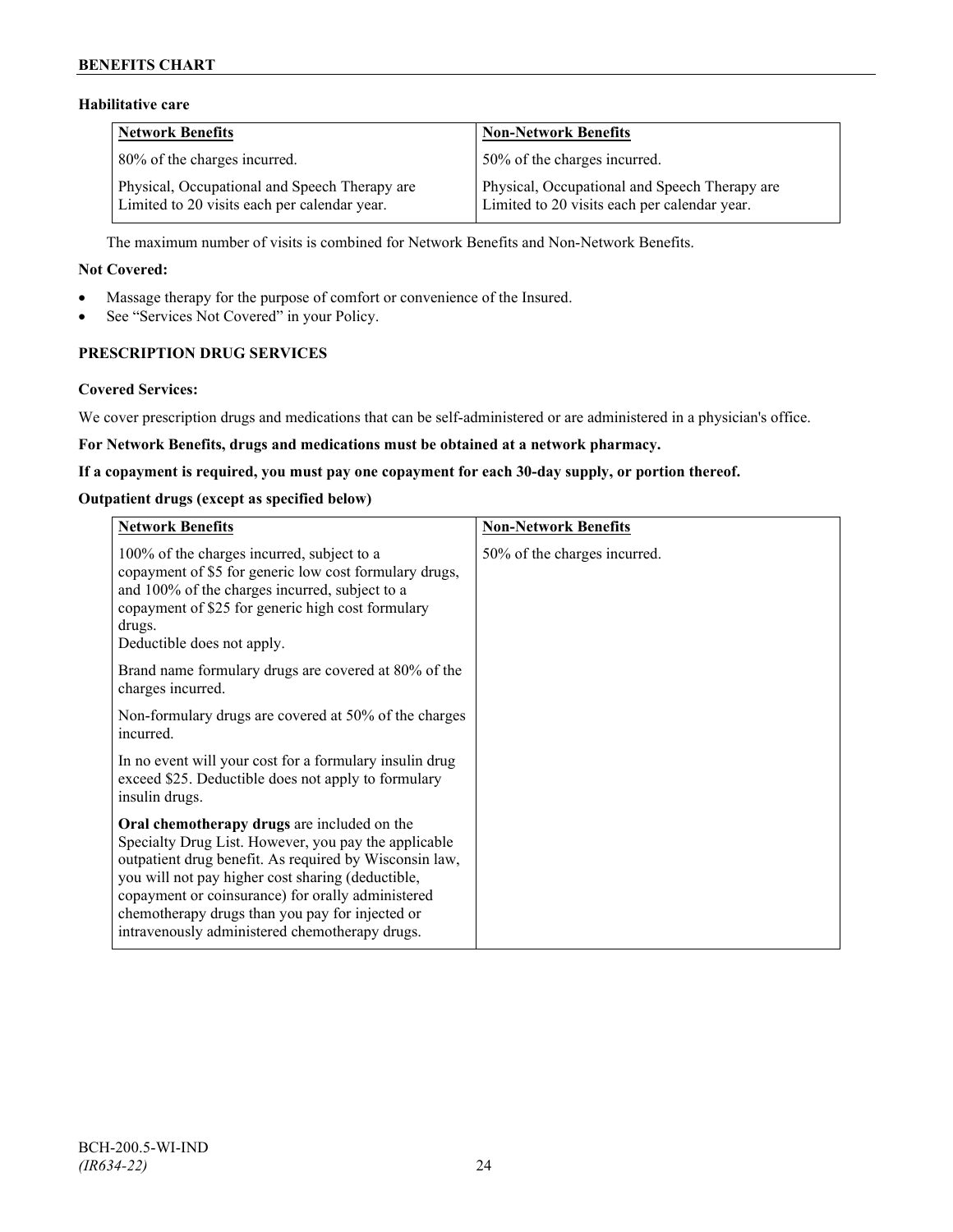### Habitative care

| Network Benefits | Non-Network Benefits |
|---|---|
| 80% of the charges incurred. | 50% of the charges incurred. |
| Physical, Occupational and Speech Therapy are Limited to 20 visits each per calendar year. | Physical, Occupational and Speech Therapy are Limited to 20 visits each per calendar year. |

The maximum number of visits is combined for Network Benefits and Non-Network Benefits.

**Not Covered:**

- Massage therapy for the purpose of comfort or convenience of the Insured.
- See "Services Not Covered" in your Policy.

## PRESCRIPTION DRUG SERVICES

**Covered Services:**

We cover prescription drugs and medications that can be self-administered or are administered in a physician's office.

**For Network Benefits, drugs and medications must be obtained at a network pharmacy.**

**If a copayment is required, you must pay one copayment for each 30-day supply, or portion thereof.**

**Outpatient drugs (except as specified below)**

| Network Benefits | Non-Network Benefits |
|---|---|
| 100% of the charges incurred, subject to a copayment of $5 for generic low cost formulary drugs, and 100% of the charges incurred, subject to a copayment of $25 for generic high cost formulary drugs.<br>Deductible does not apply.<br><br>Brand name formulary drugs are covered at 80% of the charges incurred.<br><br>Non-formulary drugs are covered at 50% of the charges incurred.<br><br>In no event will your cost for a formulary insulin drug exceed $25. Deductible does not apply to formulary insulin drugs.<br><br>**Oral chemotherapy drugs** are included on the Specialty Drug List. However, you pay the applicable outpatient drug benefit. As required by Wisconsin law, you will not pay higher cost sharing (deductible, copayment or coinsurance) for orally administered chemotherapy drugs than you pay for injected or intravenously administered chemotherapy drugs. | 50% of the charges incurred. |

BCH-200.5-WI-IND
*(IR634-22)*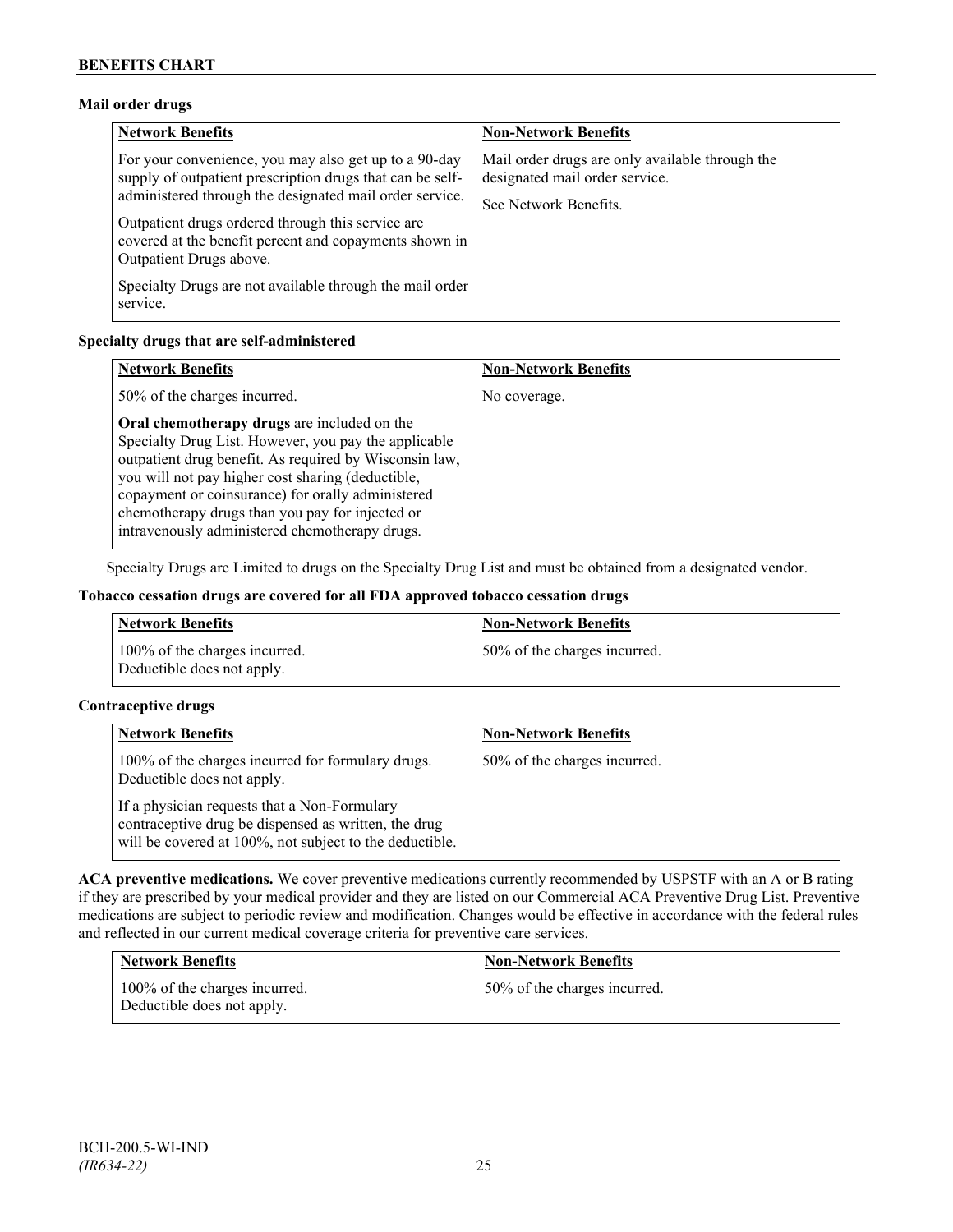#### Mail order drugs

| Network Benefits | Non-Network Benefits |
| --- | --- |
| For your convenience, you may also get up to a 90-day supply of outpatient prescription drugs that can be self-administered through the designated mail order service.<br><br>Outpatient drugs ordered through this service are covered at the benefit percent and copayments shown in Outpatient Drugs above.<br><br>Specialty Drugs are not available through the mail order service. | Mail order drugs are only available through the designated mail order service.<br><br>See Network Benefits. |

#### Specialty drugs that are self-administered

| Network Benefits | Non-Network Benefits |
| --- | --- |
| 50% of the charges incurred.<br><br>**Oral chemotherapy drugs** are included on the Specialty Drug List. However, you pay the applicable outpatient drug benefit. As required by Wisconsin law, you will not pay higher cost sharing (deductible, copayment or coinsurance) for orally administered chemotherapy drugs than you pay for injected or intravenously administered chemotherapy drugs. | No coverage. |

Specialty Drugs are Limited to drugs on the Specialty Drug List and must be obtained from a designated vendor.

#### Tobacco cessation drugs are covered for all FDA approved tobacco cessation drugs

| Network Benefits | Non-Network Benefits |
| --- | --- |
| 100% of the charges incurred.<br>Deductible does not apply. | 50% of the charges incurred. |

#### Contraceptive drugs

| Network Benefits | Non-Network Benefits |
| --- | --- |
| 100% of the charges incurred for formulary drugs. Deductible does not apply.<br><br>If a physician requests that a Non-Formulary contraceptive drug be dispensed as written, the drug will be covered at 100%, not subject to the deductible. | 50% of the charges incurred. |

**ACA preventive medications.** We cover preventive medications currently recommended by USPSTF with an A or B rating if they are prescribed by your medical provider and they are listed on our Commercial ACA Preventive Drug List. Preventive medications are subject to periodic review and modification. Changes would be effective in accordance with the federal rules and reflected in our current medical coverage criteria for preventive care services.

| Network Benefits | Non-Network Benefits |
| --- | --- |
| 100% of the charges incurred.<br>Deductible does not apply. | 50% of the charges incurred. |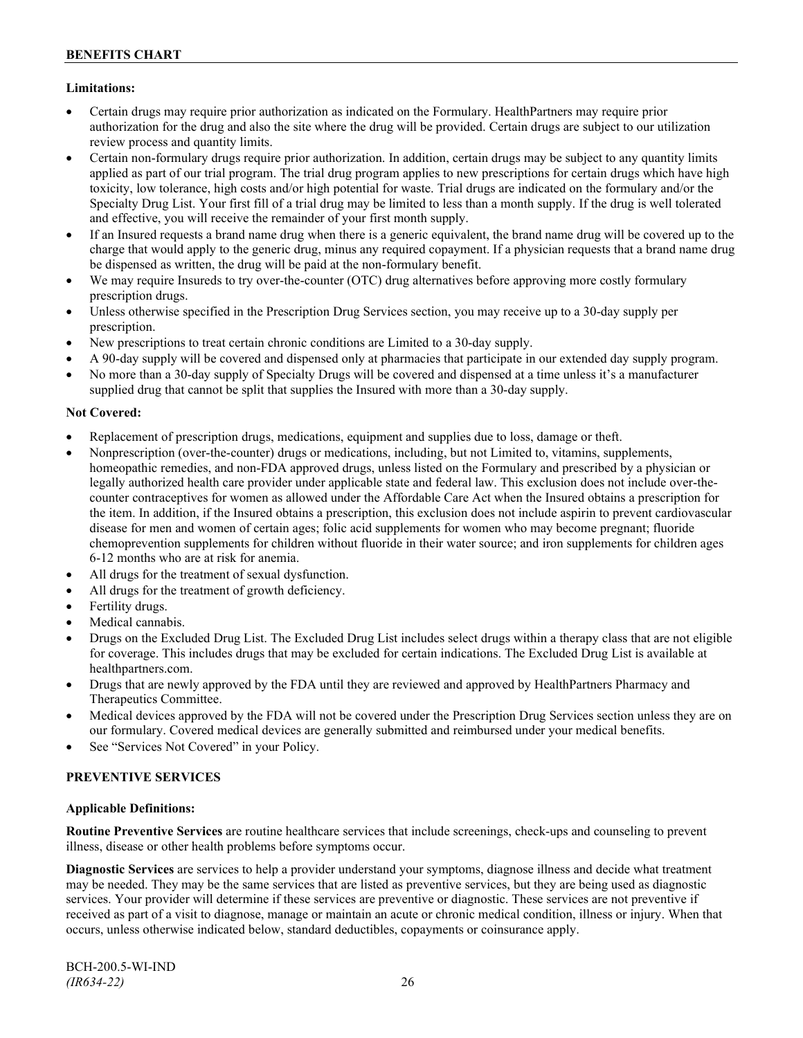**Limitations:**

- Certain drugs may require prior authorization as indicated on the Formulary. HealthPartners may require prior authorization for the drug and also the site where the drug will be provided. Certain drugs are subject to our utilization review process and quantity limits.
- Certain non-formulary drugs require prior authorization. In addition, certain drugs may be subject to any quantity limits applied as part of our trial program. The trial drug program applies to new prescriptions for certain drugs which have high toxicity, low tolerance, high costs and/or high potential for waste. Trial drugs are indicated on the formulary and/or the Specialty Drug List. Your first fill of a trial drug may be limited to less than a month supply. If the drug is well tolerated and effective, you will receive the remainder of your first month supply.
- If an Insured requests a brand name drug when there is a generic equivalent, the brand name drug will be covered up to the charge that would apply to the generic drug, minus any required copayment. If a physician requests that a brand name drug be dispensed as written, the drug will be paid at the non-formulary benefit.
- We may require Insureds to try over-the-counter (OTC) drug alternatives before approving more costly formulary prescription drugs.
- Unless otherwise specified in the Prescription Drug Services section, you may receive up to a 30-day supply per prescription.
- New prescriptions to treat certain chronic conditions are Limited to a 30-day supply.
- A 90-day supply will be covered and dispensed only at pharmacies that participate in our extended day supply program.
- No more than a 30-day supply of Specialty Drugs will be covered and dispensed at a time unless it's a manufacturer supplied drug that cannot be split that supplies the Insured with more than a 30-day supply.

**Not Covered:**

- Replacement of prescription drugs, medications, equipment and supplies due to loss, damage or theft.
- Nonprescription (over-the-counter) drugs or medications, including, but not Limited to, vitamins, supplements, homeopathic remedies, and non-FDA approved drugs, unless listed on the Formulary and prescribed by a physician or legally authorized health care provider under applicable state and federal law. This exclusion does not include over-the-counter contraceptives for women as allowed under the Affordable Care Act when the Insured obtains a prescription for the item. In addition, if the Insured obtains a prescription, this exclusion does not include aspirin to prevent cardiovascular disease for men and women of certain ages; folic acid supplements for women who may become pregnant; fluoride chemoprevention supplements for children without fluoride in their water source; and iron supplements for children ages 6-12 months who are at risk for anemia.
- All drugs for the treatment of sexual dysfunction.
- All drugs for the treatment of growth deficiency.
- Fertility drugs.
- Medical cannabis.
- Drugs on the Excluded Drug List. The Excluded Drug List includes select drugs within a therapy class that are not eligible for coverage. This includes drugs that may be excluded for certain indications. The Excluded Drug List is available at healthpartners.com.
- Drugs that are newly approved by the FDA until they are reviewed and approved by HealthPartners Pharmacy and Therapeutics Committee.
- Medical devices approved by the FDA will not be covered under the Prescription Drug Services section unless they are on our formulary. Covered medical devices are generally submitted and reimbursed under your medical benefits.
- See "Services Not Covered" in your Policy.

## PREVENTIVE SERVICES

**Applicable Definitions:**

**Routine Preventive Services** are routine healthcare services that include screenings, check-ups and counseling to prevent illness, disease or other health problems before symptoms occur.

**Diagnostic Services** are services to help a provider understand your symptoms, diagnose illness and decide what treatment may be needed. They may be the same services that are listed as preventive services, but they are being used as diagnostic services. Your provider will determine if these services are preventive or diagnostic. These services are not preventive if received as part of a visit to diagnose, manage or maintain an acute or chronic medical condition, illness or injury. When that occurs, unless otherwise indicated below, standard deductibles, copayments or coinsurance apply.

BCH-200.5-WI-IND
*(IR634-22)*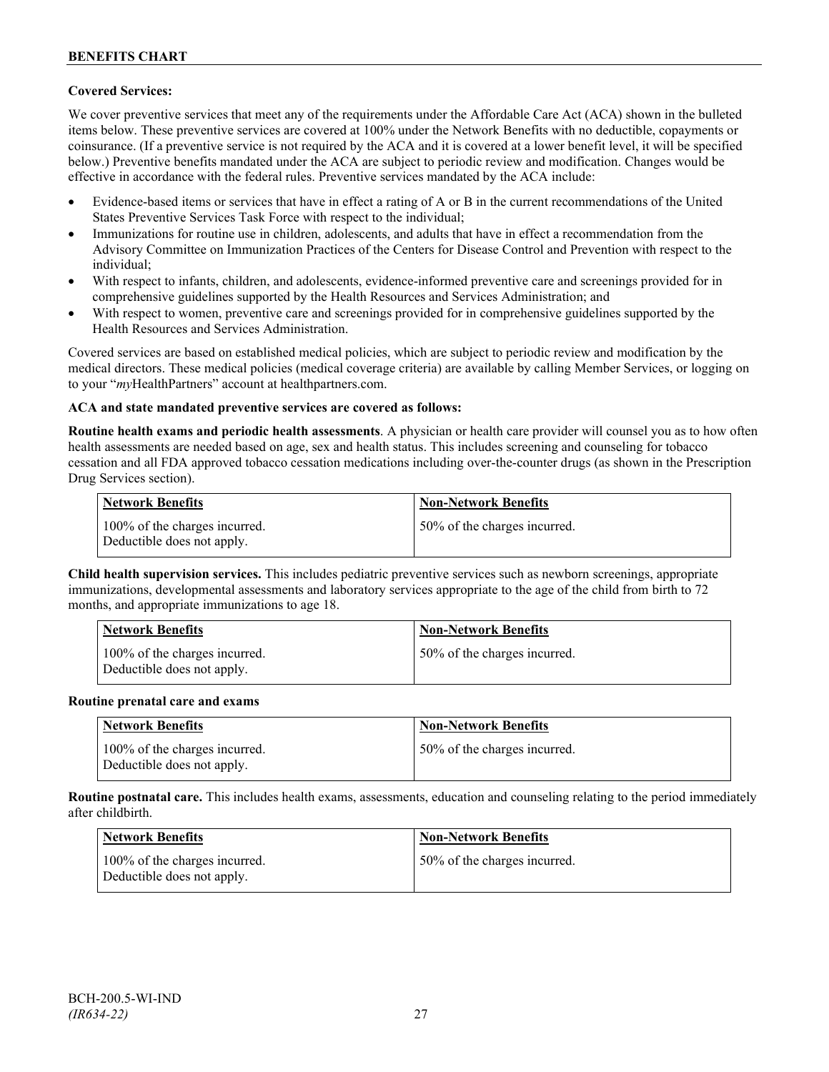**Covered Services:**

We cover preventive services that meet any of the requirements under the Affordable Care Act (ACA) shown in the bulleted items below. These preventive services are covered at 100% under the Network Benefits with no deductible, copayments or coinsurance. (If a preventive service is not required by the ACA and it is covered at a lower benefit level, it will be specified below.) Preventive benefits mandated under the ACA are subject to periodic review and modification. Changes would be effective in accordance with the federal rules. Preventive services mandated by the ACA include:

- Evidence-based items or services that have in effect a rating of A or B in the current recommendations of the United States Preventive Services Task Force with respect to the individual;
- Immunizations for routine use in children, adolescents, and adults that have in effect a recommendation from the Advisory Committee on Immunization Practices of the Centers for Disease Control and Prevention with respect to the individual;
- With respect to infants, children, and adolescents, evidence-informed preventive care and screenings provided for in comprehensive guidelines supported by the Health Resources and Services Administration; and
- With respect to women, preventive care and screenings provided for in comprehensive guidelines supported by the Health Resources and Services Administration.

Covered services are based on established medical policies, which are subject to periodic review and modification by the medical directors. These medical policies (medical coverage criteria) are available by calling Member Services, or logging on to your "*my*HealthPartners" account at healthpartners.com.

**ACA and state mandated preventive services are covered as follows:**

**Routine health exams and periodic health assessments**. A physician or health care provider will counsel you as to how often health assessments are needed based on age, sex and health status. This includes screening and counseling for tobacco cessation and all FDA approved tobacco cessation medications including over-the-counter drugs (as shown in the Prescription Drug Services section).

| Network Benefits | Non-Network Benefits |
|---|---|
| 100% of the charges incurred. Deductible does not apply. | 50% of the charges incurred. |

**Child health supervision services.** This includes pediatric preventive services such as newborn screenings, appropriate immunizations, developmental assessments and laboratory services appropriate to the age of the child from birth to 72 months, and appropriate immunizations to age 18.

| Network Benefits | Non-Network Benefits |
|---|---|
| 100% of the charges incurred. Deductible does not apply. | 50% of the charges incurred. |

**Routine prenatal care and exams**

| Network Benefits | Non-Network Benefits |
|---|---|
| 100% of the charges incurred. Deductible does not apply. | 50% of the charges incurred. |

**Routine postnatal care.** This includes health exams, assessments, education and counseling relating to the period immediately after childbirth.

| Network Benefits | Non-Network Benefits |
|---|---|
| 100% of the charges incurred. Deductible does not apply. | 50% of the charges incurred. |

BCH-200.5-WI-IND
*(IR634-22)*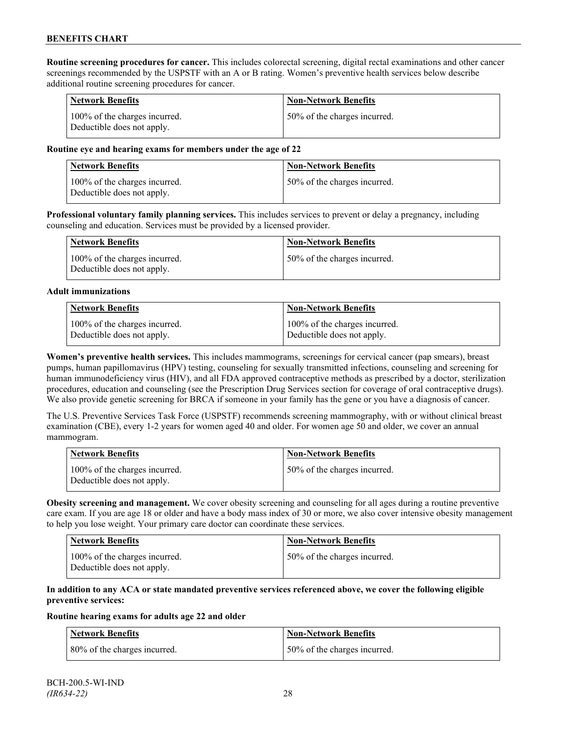**Routine screening procedures for cancer.** This includes colorectal screening, digital rectal examinations and other cancer screenings recommended by the USPSTF with an A or B rating. Women's preventive health services below describe additional routine screening procedures for cancer.

| Network Benefits | Non-Network Benefits |
|---|---|
| 100% of the charges incurred. Deductible does not apply. | 50% of the charges incurred. |

**Routine eye and hearing exams for members under the age of 22**

| Network Benefits | Non-Network Benefits |
|---|---|
| 100% of the charges incurred. Deductible does not apply. | 50% of the charges incurred. |

**Professional voluntary family planning services.** This includes services to prevent or delay a pregnancy, including counseling and education. Services must be provided by a licensed provider.

| Network Benefits | Non-Network Benefits |
|---|---|
| 100% of the charges incurred. Deductible does not apply. | 50% of the charges incurred. |

**Adult immunizations**

| Network Benefits | Non-Network Benefits |
|---|---|
| 100% of the charges incurred. Deductible does not apply. | 100% of the charges incurred. Deductible does not apply. |

**Women's preventive health services.** This includes mammograms, screenings for cervical cancer (pap smears), breast pumps, human papillomavirus (HPV) testing, counseling for sexually transmitted infections, counseling and screening for human immunodeficiency virus (HIV), and all FDA approved contraceptive methods as prescribed by a doctor, sterilization procedures, education and counseling (see the Prescription Drug Services section for coverage of oral contraceptive drugs). We also provide genetic screening for BRCA if someone in your family has the gene or you have a diagnosis of cancer.

The U.S. Preventive Services Task Force (USPSTF) recommends screening mammography, with or without clinical breast examination (CBE), every 1-2 years for women aged 40 and older. For women age 50 and older, we cover an annual mammogram.

| Network Benefits | Non-Network Benefits |
|---|---|
| 100% of the charges incurred. Deductible does not apply. | 50% of the charges incurred. |

**Obesity screening and management.** We cover obesity screening and counseling for all ages during a routine preventive care exam. If you are age 18 or older and have a body mass index of 30 or more, we also cover intensive obesity management to help you lose weight. Your primary care doctor can coordinate these services.

| Network Benefits | Non-Network Benefits |
|---|---|
| 100% of the charges incurred. Deductible does not apply. | 50% of the charges incurred. |

**In addition to any ACA or state mandated preventive services referenced above, we cover the following eligible preventive services:**

**Routine hearing exams for adults age 22 and older**

| Network Benefits | Non-Network Benefits |
|---|---|
| 80% of the charges incurred. | 50% of the charges incurred. |

BCH-200.5-WI-IND
*(IR634-22)*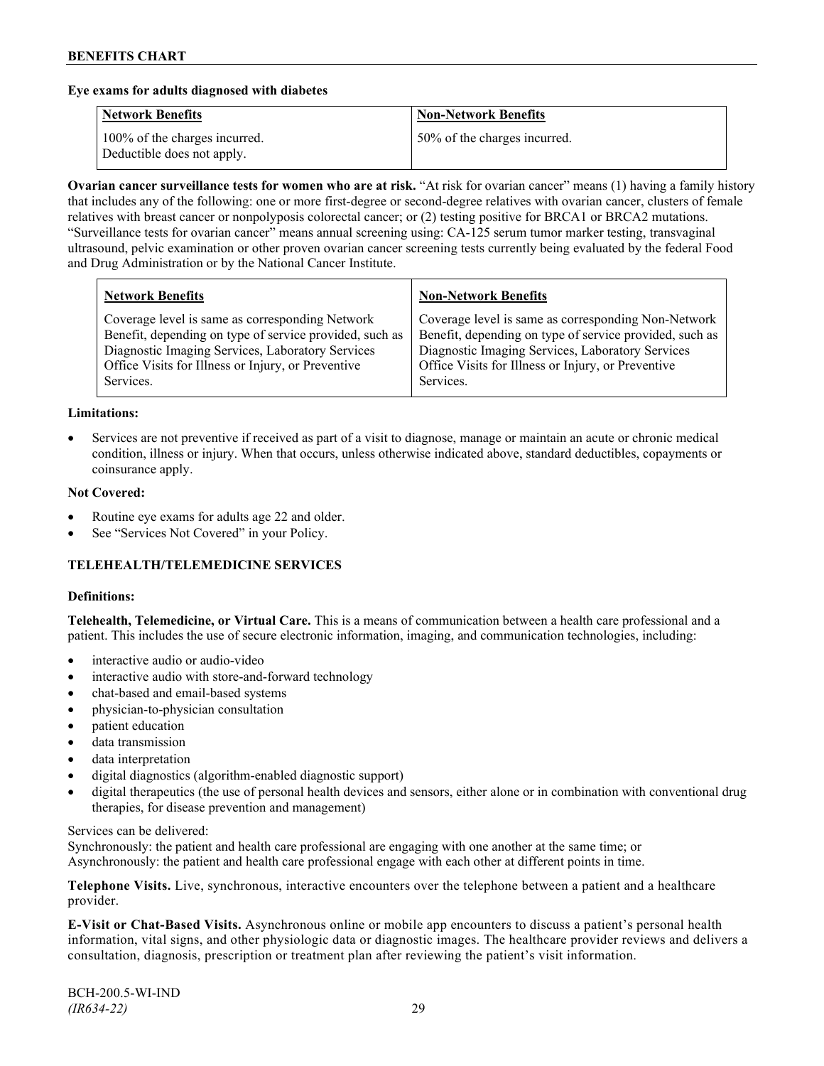**Eye exams for adults diagnosed with diabetes**

| Network Benefits | Non-Network Benefits |
|---|---|
| 100% of the charges incurred. Deductible does not apply. | 50% of the charges incurred. |

**Ovarian cancer surveillance tests for women who are at risk.** "At risk for ovarian cancer" means (1) having a family history that includes any of the following: one or more first-degree or second-degree relatives with ovarian cancer, clusters of female relatives with breast cancer or nonpolyposis colorectal cancer; or (2) testing positive for BRCA1 or BRCA2 mutations. "Surveillance tests for ovarian cancer" means annual screening using: CA-125 serum tumor marker testing, transvaginal ultrasound, pelvic examination or other proven ovarian cancer screening tests currently being evaluated by the federal Food and Drug Administration or by the National Cancer Institute.

| Network Benefits | Non-Network Benefits |
|---|---|
| Coverage level is same as corresponding Network Benefit, depending on type of service provided, such as Diagnostic Imaging Services, Laboratory Services Office Visits for Illness or Injury, or Preventive Services. | Coverage level is same as corresponding Non-Network Benefit, depending on type of service provided, such as Diagnostic Imaging Services, Laboratory Services Office Visits for Illness or Injury, or Preventive Services. |

**Limitations:**

- Services are not preventive if received as part of a visit to diagnose, manage or maintain an acute or chronic medical condition, illness or injury. When that occurs, unless otherwise indicated above, standard deductibles, copayments or coinsurance apply.

**Not Covered:**

- Routine eye exams for adults age 22 and older.
- See "Services Not Covered" in your Policy.

## TELEHEALTH/TELEMEDICINE SERVICES

**Definitions:**

**Telehealth, Telemedicine, or Virtual Care.** This is a means of communication between a health care professional and a patient. This includes the use of secure electronic information, imaging, and communication technologies, including:

- interactive audio or audio-video
- interactive audio with store-and-forward technology
- chat-based and email-based systems
- physician-to-physician consultation
- patient education
- data transmission
- data interpretation
- digital diagnostics (algorithm-enabled diagnostic support)
- digital therapeutics (the use of personal health devices and sensors, either alone or in combination with conventional drug therapies, for disease prevention and management)

Services can be delivered:
Synchronously: the patient and health care professional are engaging with one another at the same time; or
Asynchronously: the patient and health care professional engage with each other at different points in time.

**Telephone Visits.** Live, synchronous, interactive encounters over the telephone between a patient and a healthcare provider.

**E-Visit or Chat-Based Visits.** Asynchronous online or mobile app encounters to discuss a patient's personal health information, vital signs, and other physiologic data or diagnostic images. The healthcare provider reviews and delivers a consultation, diagnosis, prescription or treatment plan after reviewing the patient's visit information.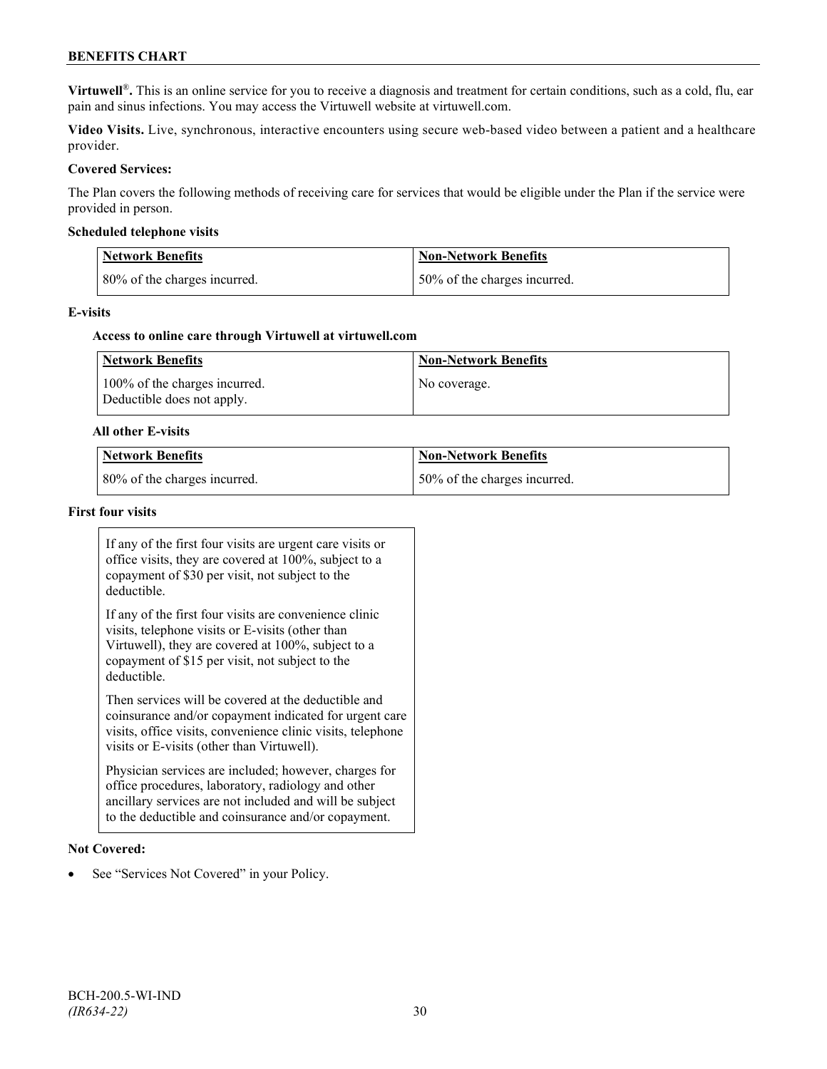**Virtuwell**®**.** This is an online service for you to receive a diagnosis and treatment for certain conditions, such as a cold, flu, ear pain and sinus infections. You may access the Virtuwell website at virtuwell.com.

**Video Visits.** Live, synchronous, interactive encounters using secure web-based video between a patient and a healthcare provider.

**Covered Services:**

The Plan covers the following methods of receiving care for services that would be eligible under the Plan if the service were provided in person.

**Scheduled telephone visits**

| Network Benefits | Non-Network Benefits |
|---|---|
| 80% of the charges incurred. | 50% of the charges incurred. |

**E-visits**

**Access to online care through Virtuwell at virtuwell.com**

| Network Benefits | Non-Network Benefits |
|---|---|
| 100% of the charges incurred. Deductible does not apply. | No coverage. |

**All other E-visits**

| Network Benefits | Non-Network Benefits |
|---|---|
| 80% of the charges incurred. | 50% of the charges incurred. |

**First four visits**

If any of the first four visits are urgent care visits or office visits, they are covered at 100%, subject to a copayment of $30 per visit, not subject to the deductible.

If any of the first four visits are convenience clinic visits, telephone visits or E-visits (other than Virtuwell), they are covered at 100%, subject to a copayment of $15 per visit, not subject to the deductible.

Then services will be covered at the deductible and coinsurance and/or copayment indicated for urgent care visits, office visits, convenience clinic visits, telephone visits or E-visits (other than Virtuwell).

Physician services are included; however, charges for office procedures, laboratory, radiology and other ancillary services are not included and will be subject to the deductible and coinsurance and/or copayment.

**Not Covered:**

- See "Services Not Covered" in your Policy.

BCH-200.5-WI-IND
*(IR634-22)*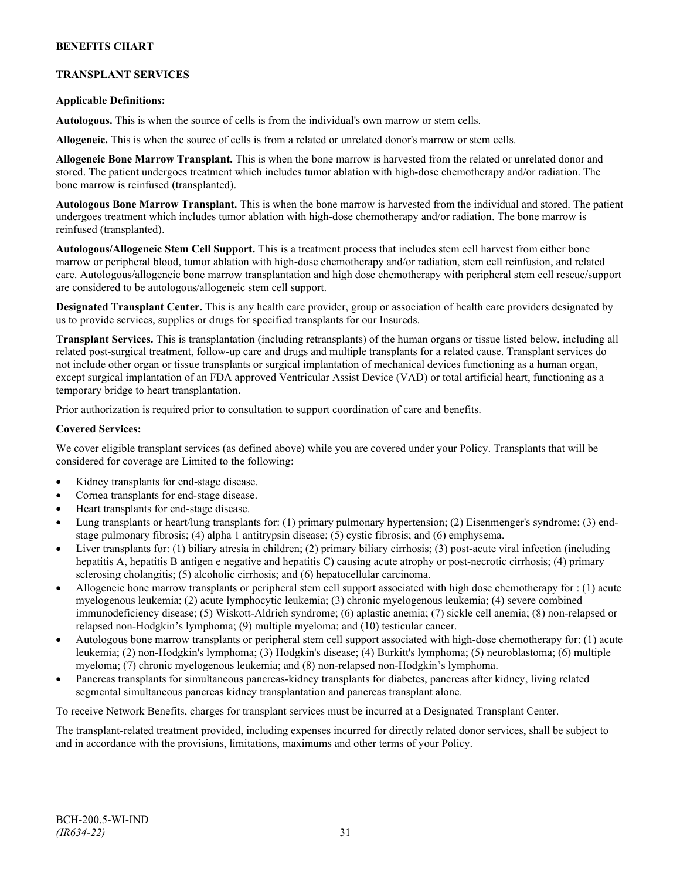## TRANSPLANT SERVICES

**Applicable Definitions:**

**Autologous.** This is when the source of cells is from the individual's own marrow or stem cells.

**Allogeneic.** This is when the source of cells is from a related or unrelated donor's marrow or stem cells.

**Allogeneic Bone Marrow Transplant.** This is when the bone marrow is harvested from the related or unrelated donor and stored. The patient undergoes treatment which includes tumor ablation with high-dose chemotherapy and/or radiation. The bone marrow is reinfused (transplanted).

**Autologous Bone Marrow Transplant.** This is when the bone marrow is harvested from the individual and stored. The patient undergoes treatment which includes tumor ablation with high-dose chemotherapy and/or radiation. The bone marrow is reinfused (transplanted).

**Autologous/Allogeneic Stem Cell Support.** This is a treatment process that includes stem cell harvest from either bone marrow or peripheral blood, tumor ablation with high-dose chemotherapy and/or radiation, stem cell reinfusion, and related care. Autologous/allogeneic bone marrow transplantation and high dose chemotherapy with peripheral stem cell rescue/support are considered to be autologous/allogeneic stem cell support.

**Designated Transplant Center.** This is any health care provider, group or association of health care providers designated by us to provide services, supplies or drugs for specified transplants for our Insureds.

**Transplant Services.** This is transplantation (including retransplants) of the human organs or tissue listed below, including all related post-surgical treatment, follow-up care and drugs and multiple transplants for a related cause. Transplant services do not include other organ or tissue transplants or surgical implantation of mechanical devices functioning as a human organ, except surgical implantation of an FDA approved Ventricular Assist Device (VAD) or total artificial heart, functioning as a temporary bridge to heart transplantation.

Prior authorization is required prior to consultation to support coordination of care and benefits.

**Covered Services:**

We cover eligible transplant services (as defined above) while you are covered under your Policy. Transplants that will be considered for coverage are Limited to the following:

- Kidney transplants for end-stage disease.
- Cornea transplants for end-stage disease.
- Heart transplants for end-stage disease.
- Lung transplants or heart/lung transplants for: (1) primary pulmonary hypertension; (2) Eisenmenger's syndrome; (3) end-stage pulmonary fibrosis; (4) alpha 1 antitrypsin disease; (5) cystic fibrosis; and (6) emphysema.
- Liver transplants for: (1) biliary atresia in children; (2) primary biliary cirrhosis; (3) post-acute viral infection (including hepatitis A, hepatitis B antigen e negative and hepatitis C) causing acute atrophy or post-necrotic cirrhosis; (4) primary sclerosing cholangitis; (5) alcoholic cirrhosis; and (6) hepatocellular carcinoma.
- Allogeneic bone marrow transplants or peripheral stem cell support associated with high dose chemotherapy for : (1) acute myelogenous leukemia; (2) acute lymphocytic leukemia; (3) chronic myelogenous leukemia; (4) severe combined immunodeficiency disease; (5) Wiskott-Aldrich syndrome; (6) aplastic anemia; (7) sickle cell anemia; (8) non-relapsed or relapsed non-Hodgkin's lymphoma; (9) multiple myeloma; and (10) testicular cancer.
- Autologous bone marrow transplants or peripheral stem cell support associated with high-dose chemotherapy for: (1) acute leukemia; (2) non-Hodgkin's lymphoma; (3) Hodgkin's disease; (4) Burkitt's lymphoma; (5) neuroblastoma; (6) multiple myeloma; (7) chronic myelogenous leukemia; and (8) non-relapsed non-Hodgkin's lymphoma.
- Pancreas transplants for simultaneous pancreas-kidney transplants for diabetes, pancreas after kidney, living related segmental simultaneous pancreas kidney transplantation and pancreas transplant alone.

To receive Network Benefits, charges for transplant services must be incurred at a Designated Transplant Center.

The transplant-related treatment provided, including expenses incurred for directly related donor services, shall be subject to and in accordance with the provisions, limitations, maximums and other terms of your Policy.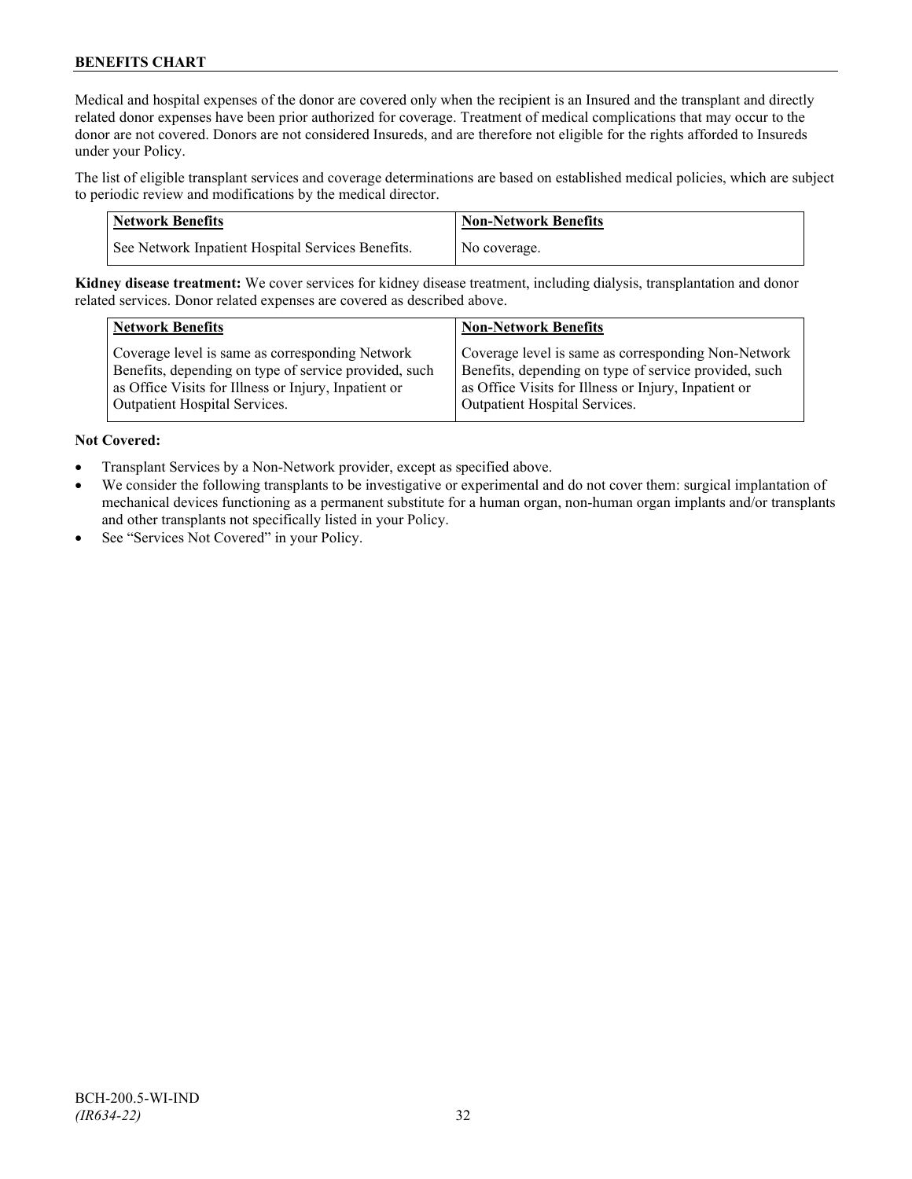Medical and hospital expenses of the donor are covered only when the recipient is an Insured and the transplant and directly related donor expenses have been prior authorized for coverage. Treatment of medical complications that may occur to the donor are not covered. Donors are not considered Insureds, and are therefore not eligible for the rights afforded to Insureds under your Policy.

The list of eligible transplant services and coverage determinations are based on established medical policies, which are subject to periodic review and modifications by the medical director.

| Network Benefits | Non-Network Benefits |
|---|---|
| See Network Inpatient Hospital Services Benefits. | No coverage. |

**Kidney disease treatment:** We cover services for kidney disease treatment, including dialysis, transplantation and donor related services. Donor related expenses are covered as described above.

| Network Benefits | Non-Network Benefits |
|---|---|
| Coverage level is same as corresponding Network Benefits, depending on type of service provided, such as Office Visits for Illness or Injury, Inpatient or Outpatient Hospital Services. | Coverage level is same as corresponding Non-Network Benefits, depending on type of service provided, such as Office Visits for Illness or Injury, Inpatient or Outpatient Hospital Services. |

**Not Covered:**

- Transplant Services by a Non-Network provider, except as specified above.
- We consider the following transplants to be investigative or experimental and do not cover them: surgical implantation of mechanical devices functioning as a permanent substitute for a human organ, non-human organ implants and/or transplants and other transplants not specifically listed in your Policy.
- See "Services Not Covered" in your Policy.

BCH-200.5-WI-IND
*(IR634-22)*